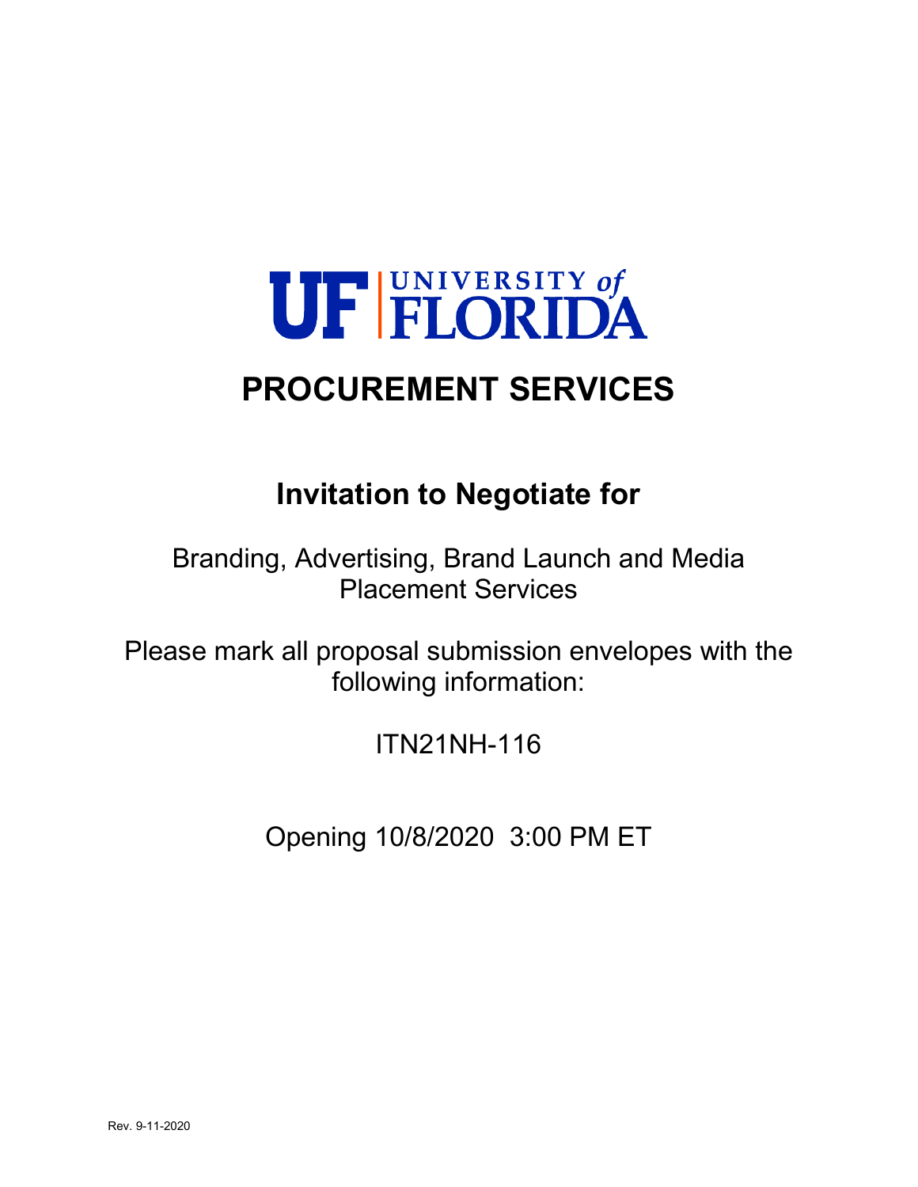UF | UNIVERSITY of FLORIDA

# PROCUREMENT SERVICES

## Invitation to Negotiate for

Branding, Advertising, Brand Launch and Media Placement Services

Please mark all proposal submission envelopes with the following information:

ITN21NH-116

Opening 10/8/2020 3:00 PM ET

Rev. 9-11-2020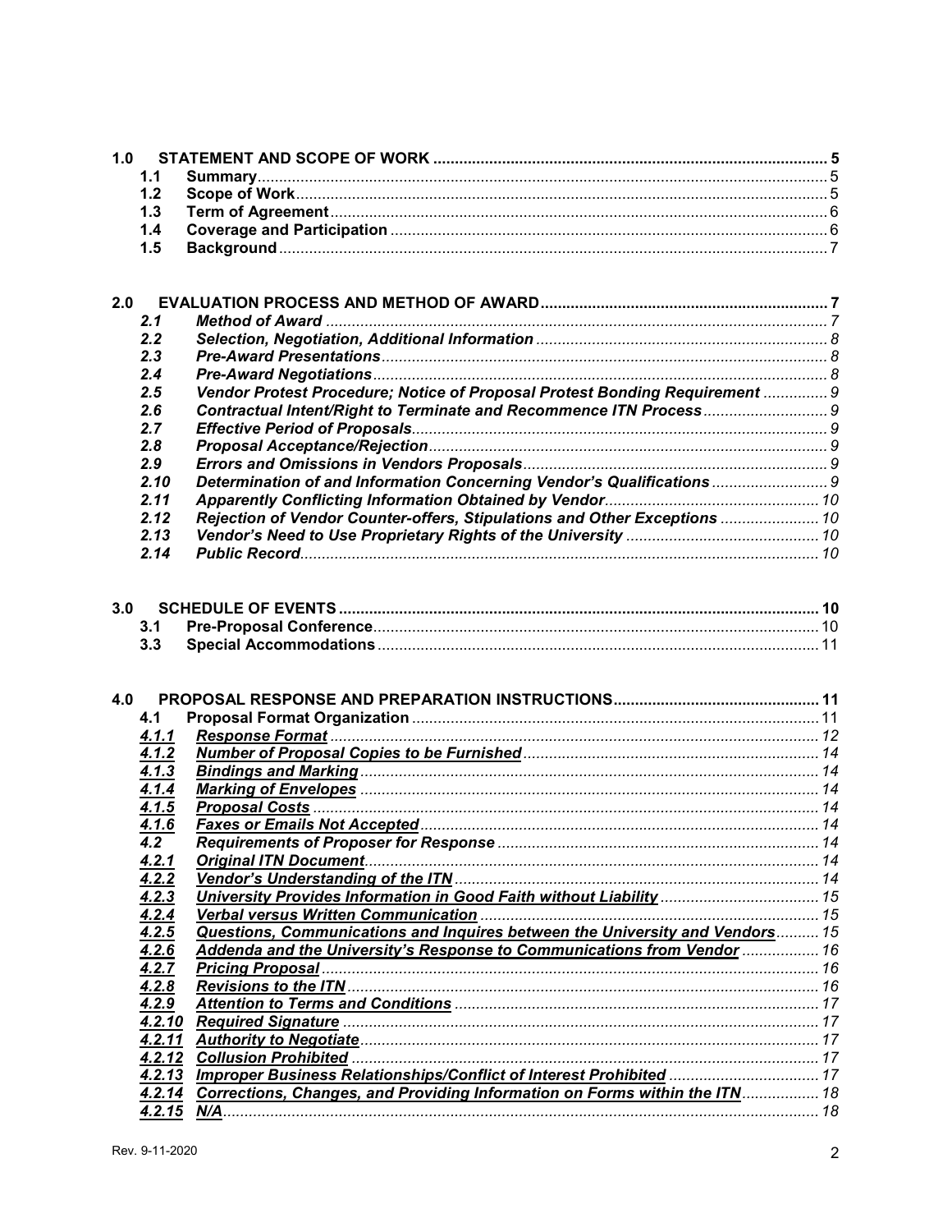**1.0 STATEMENT AND SCOPE OF WORK** ..... 5

- **1.1 Summary** ..... 5
- **1.2 Scope of Work** ..... 5
- **1.3 Term of Agreement** ..... 6
- **1.4 Coverage and Participation** ..... 6
- **1.5 Background** ..... 7

**2.0 EVALUATION PROCESS AND METHOD OF AWARD** ..... 7

- ***2.1 Method of Award*** ..... 7
- ***2.2 Selection, Negotiation, Additional Information*** ..... 8
- ***2.3 Pre-Award Presentations*** ..... 8
- ***2.4 Pre-Award Negotiations*** ..... 8
- ***2.5 Vendor Protest Procedure; Notice of Proposal Protest Bonding Requirement*** ..... 9
- ***2.6 Contractual Intent/Right to Terminate and Recommence ITN Process*** ..... 9
- ***2.7 Effective Period of Proposals*** ..... 9
- ***2.8 Proposal Acceptance/Rejection*** ..... 9
- ***2.9 Errors and Omissions in Vendors Proposals*** ..... 9
- ***2.10 Determination of and Information Concerning Vendor's Qualifications*** ..... 9
- ***2.11 Apparently Conflicting Information Obtained by Vendor*** ..... 10
- ***2.12 Rejection of Vendor Counter-offers, Stipulations and Other Exceptions*** ..... 10
- ***2.13 Vendor's Need to Use Proprietary Rights of the University*** ..... 10
- ***2.14 Public Record*** ..... 10

**3.0 SCHEDULE OF EVENTS** ..... 10

- **3.1 Pre-Proposal Conference** ..... 10
- **3.3 Special Accommodations** ..... 11

**4.0 PROPOSAL RESPONSE AND PREPARATION INSTRUCTIONS** ..... 11

- **4.1 Proposal Format Organization** ..... 11
- ***4.1.1 Response Format*** ..... 12
- ***4.1.2 Number of Proposal Copies to be Furnished*** ..... 14
- ***4.1.3 Bindings and Marking*** ..... 14
- ***4.1.4 Marking of Envelopes*** ..... 14
- ***4.1.5 Proposal Costs*** ..... 14
- ***4.1.6 Faxes or Emails Not Accepted*** ..... 14
- ***4.2 Requirements of Proposer for Response*** ..... 14
- ***4.2.1 Original ITN Document*** ..... 14
- ***4.2.2 Vendor's Understanding of the ITN*** ..... 14
- ***4.2.3 University Provides Information in Good Faith without Liability*** ..... 15
- ***4.2.4 Verbal versus Written Communication*** ..... 15
- ***4.2.5 Questions, Communications and Inquires between the University and Vendors*** ..... 15
- ***4.2.6 Addenda and the University's Response to Communications from Vendor*** ..... 16
- ***4.2.7 Pricing Proposal*** ..... 16
- ***4.2.8 Revisions to the ITN*** ..... 16
- ***4.2.9 Attention to Terms and Conditions*** ..... 17
- ***4.2.10 Required Signature*** ..... 17
- ***4.2.11 Authority to Negotiate*** ..... 17
- ***4.2.12 Collusion Prohibited*** ..... 17
- ***4.2.13 Improper Business Relationships/Conflict of Interest Prohibited*** ..... 17
- ***4.2.14 Corrections, Changes, and Providing Information on Forms within the ITN*** ..... 18
- ***4.2.15 N/A*** ..... 18

Rev. 9-11-2020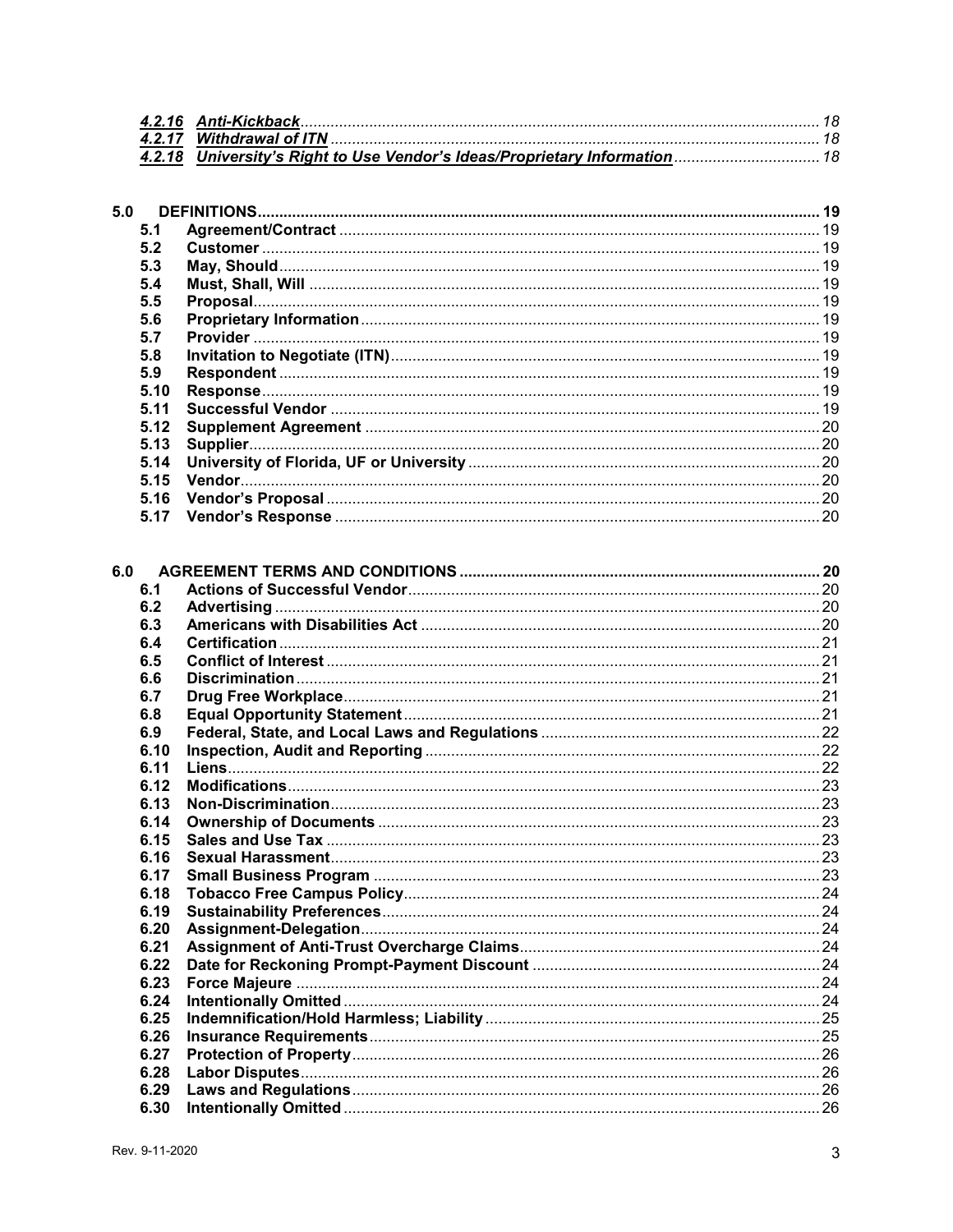*4.2.16 Anti-Kickback* ........ 18
*4.2.17 Withdrawal of ITN* ........ 18
*4.2.18 University's Right to Use Vendor's Ideas/Proprietary Information* ........ 18

**5.0 DEFINITIONS** ........ 19
- **5.1 Agreement/Contract** ........ 19
- **5.2 Customer** ........ 19
- **5.3 May, Should** ........ 19
- **5.4 Must, Shall, Will** ........ 19
- **5.5 Proposal** ........ 19
- **5.6 Proprietary Information** ........ 19
- **5.7 Provider** ........ 19
- **5.8 Invitation to Negotiate (ITN)** ........ 19
- **5.9 Respondent** ........ 19
- **5.10 Response** ........ 19
- **5.11 Successful Vendor** ........ 19
- **5.12 Supplement Agreement** ........ 20
- **5.13 Supplier** ........ 20
- **5.14 University of Florida, UF or University** ........ 20
- **5.15 Vendor** ........ 20
- **5.16 Vendor's Proposal** ........ 20
- **5.17 Vendor's Response** ........ 20

**6.0 AGREEMENT TERMS AND CONDITIONS** ........ 20
- **6.1 Actions of Successful Vendor** ........ 20
- **6.2 Advertising** ........ 20
- **6.3 Americans with Disabilities Act** ........ 20
- **6.4 Certification** ........ 21
- **6.5 Conflict of Interest** ........ 21
- **6.6 Discrimination** ........ 21
- **6.7 Drug Free Workplace** ........ 21
- **6.8 Equal Opportunity Statement** ........ 21
- **6.9 Federal, State, and Local Laws and Regulations** ........ 22
- **6.10 Inspection, Audit and Reporting** ........ 22
- **6.11 Liens** ........ 22
- **6.12 Modifications** ........ 23
- **6.13 Non-Discrimination** ........ 23
- **6.14 Ownership of Documents** ........ 23
- **6.15 Sales and Use Tax** ........ 23
- **6.16 Sexual Harassment** ........ 23
- **6.17 Small Business Program** ........ 23
- **6.18 Tobacco Free Campus Policy** ........ 24
- **6.19 Sustainability Preferences** ........ 24
- **6.20 Assignment-Delegation** ........ 24
- **6.21 Assignment of Anti-Trust Overcharge Claims** ........ 24
- **6.22 Date for Reckoning Prompt-Payment Discount** ........ 24
- **6.23 Force Majeure** ........ 24
- **6.24 Intentionally Omitted** ........ 24
- **6.25 Indemnification/Hold Harmless; Liability** ........ 25
- **6.26 Insurance Requirements** ........ 25
- **6.27 Protection of Property** ........ 26
- **6.28 Labor Disputes** ........ 26
- **6.29 Laws and Regulations** ........ 26
- **6.30 Intentionally Omitted** ........ 26

Rev. 9-11-2020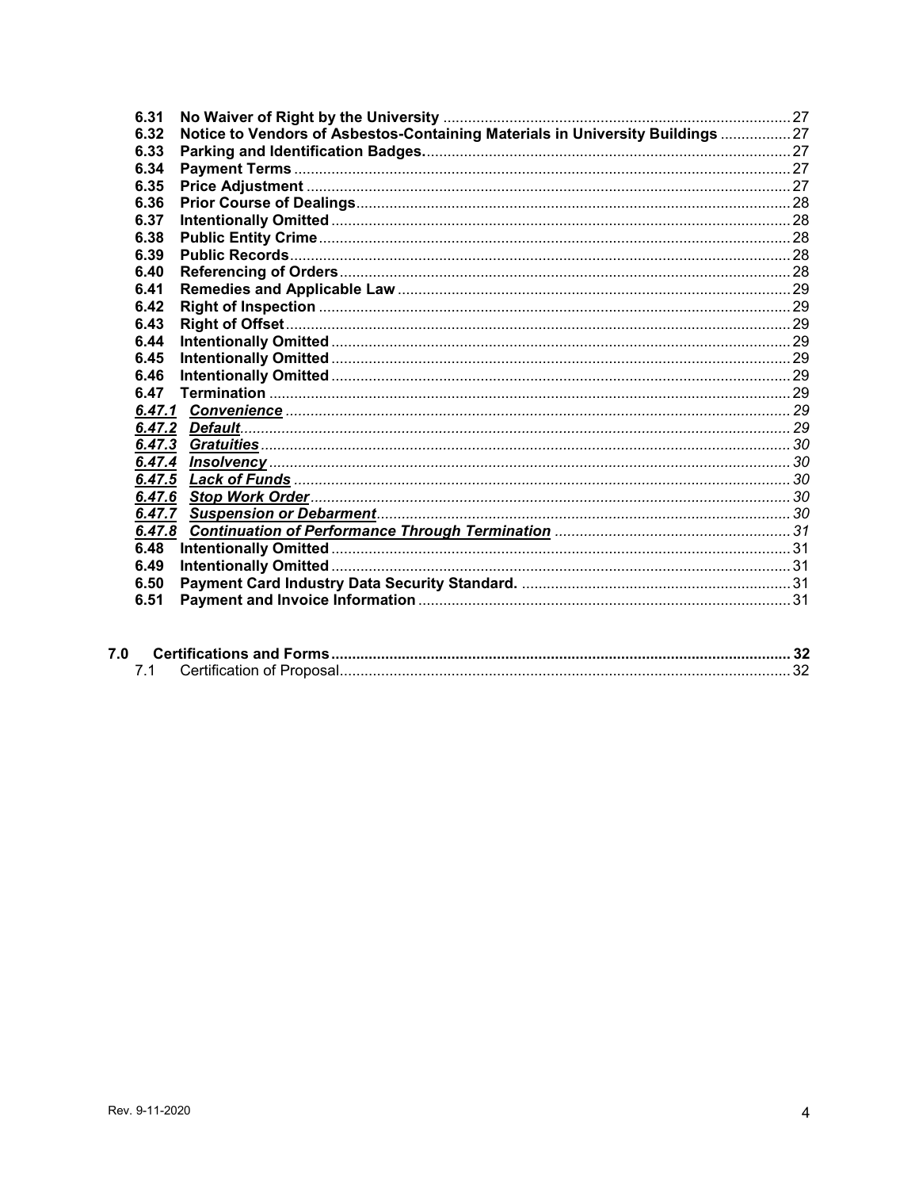| | | |
|---|---|---|
| **6.31** | **No Waiver of Right by the University** | 27 |
| **6.32** | **Notice to Vendors of Asbestos-Containing Materials in University Buildings** | 27 |
| **6.33** | **Parking and Identification Badges.** | 27 |
| **6.34** | **Payment Terms** | 27 |
| **6.35** | **Price Adjustment** | 27 |
| **6.36** | **Prior Course of Dealings** | 28 |
| **6.37** | **Intentionally Omitted** | 28 |
| **6.38** | **Public Entity Crime** | 28 |
| **6.39** | **Public Records** | 28 |
| **6.40** | **Referencing of Orders** | 28 |
| **6.41** | **Remedies and Applicable Law** | 29 |
| **6.42** | **Right of Inspection** | 29 |
| **6.43** | **Right of Offset** | 29 |
| **6.44** | **Intentionally Omitted** | 29 |
| **6.45** | **Intentionally Omitted** | 29 |
| **6.46** | **Intentionally Omitted** | 29 |
| **6.47** | **Termination** | 29 |
| ***6.47.1*** | ***Convenience*** | *29* |
| ***6.47.2*** | ***Default*** | *29* |
| ***6.47.3*** | ***Gratuities*** | *30* |
| ***6.47.4*** | ***Insolvency*** | *30* |
| ***6.47.5*** | ***Lack of Funds*** | *30* |
| ***6.47.6*** | ***Stop Work Order*** | *30* |
| ***6.47.7*** | ***Suspension or Debarment*** | *30* |
| ***6.47.8*** | ***Continuation of Performance Through Termination*** | *31* |
| **6.48** | **Intentionally Omitted** | 31 |
| **6.49** | **Intentionally Omitted** | 31 |
| **6.50** | **Payment Card Industry Data Security Standard.** | 31 |
| **6.51** | **Payment and Invoice Information** | 31 |

| | | |
|---|---|---|
| **7.0** | **Certifications and Forms** | **32** |
| 7.1 | Certification of Proposal | 32 |

Rev. 9-11-2020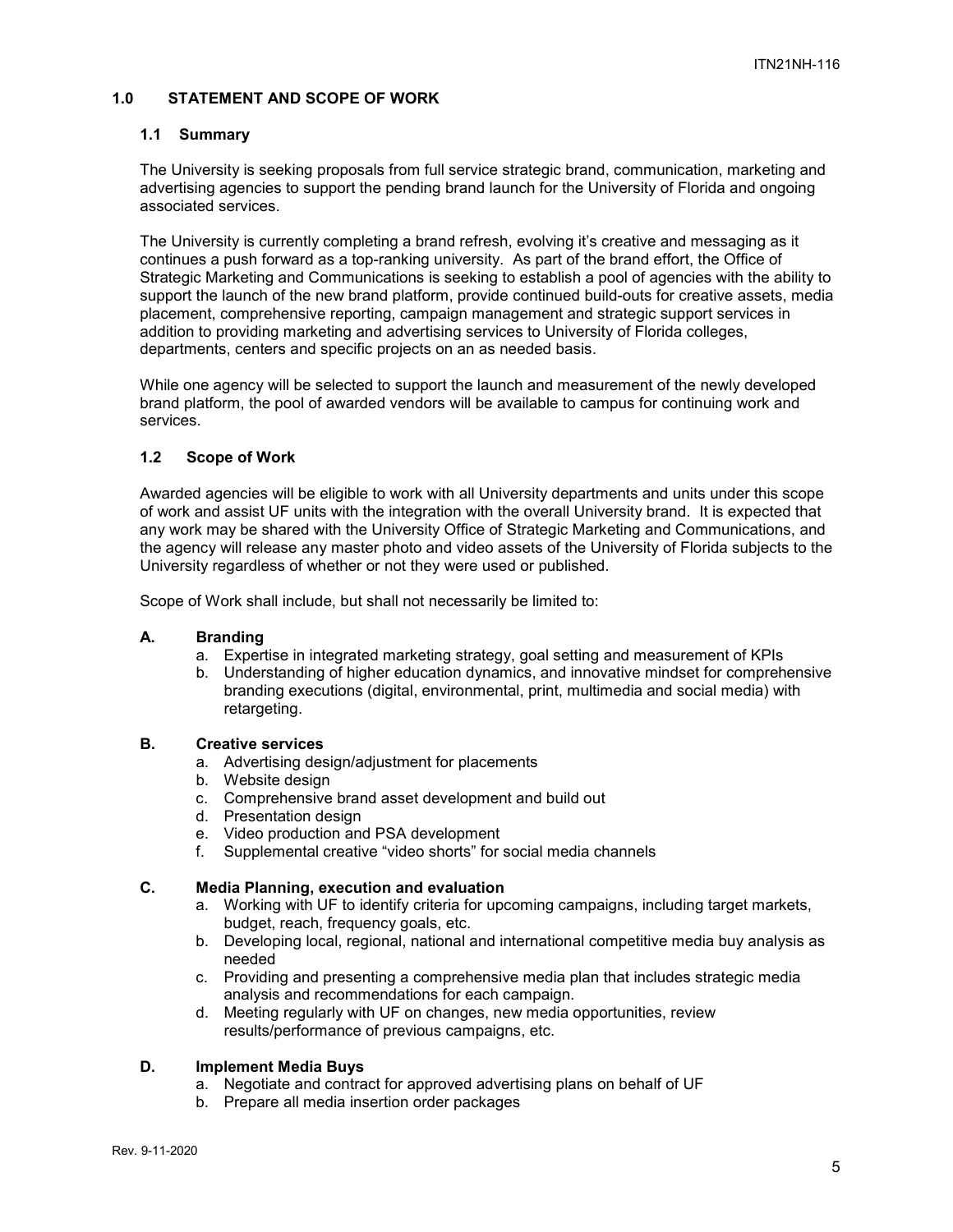## 1.0 STATEMENT AND SCOPE OF WORK

### 1.1 Summary

The University is seeking proposals from full service strategic brand, communication, marketing and advertising agencies to support the pending brand launch for the University of Florida and ongoing associated services.

The University is currently completing a brand refresh, evolving it's creative and messaging as it continues a push forward as a top-ranking university. As part of the brand effort, the Office of Strategic Marketing and Communications is seeking to establish a pool of agencies with the ability to support the launch of the new brand platform, provide continued build-outs for creative assets, media placement, comprehensive reporting, campaign management and strategic support services in addition to providing marketing and advertising services to University of Florida colleges, departments, centers and specific projects on an as needed basis.

While one agency will be selected to support the launch and measurement of the newly developed brand platform, the pool of awarded vendors will be available to campus for continuing work and services.

### 1.2 Scope of Work

Awarded agencies will be eligible to work with all University departments and units under this scope of work and assist UF units with the integration with the overall University brand. It is expected that any work may be shared with the University Office of Strategic Marketing and Communications, and the agency will release any master photo and video assets of the University of Florida subjects to the University regardless of whether or not they were used or published.

Scope of Work shall include, but shall not necessarily be limited to:

**A. Branding**

a. Expertise in integrated marketing strategy, goal setting and measurement of KPIs
b. Understanding of higher education dynamics, and innovative mindset for comprehensive branding executions (digital, environmental, print, multimedia and social media) with retargeting.

**B. Creative services**

a. Advertising design/adjustment for placements
b. Website design
c. Comprehensive brand asset development and build out
d. Presentation design
e. Video production and PSA development
f. Supplemental creative "video shorts" for social media channels

**C. Media Planning, execution and evaluation**

a. Working with UF to identify criteria for upcoming campaigns, including target markets, budget, reach, frequency goals, etc.
b. Developing local, regional, national and international competitive media buy analysis as needed
c. Providing and presenting a comprehensive media plan that includes strategic media analysis and recommendations for each campaign.
d. Meeting regularly with UF on changes, new media opportunities, review results/performance of previous campaigns, etc.

**D. Implement Media Buys**

a. Negotiate and contract for approved advertising plans on behalf of UF
b. Prepare all media insertion order packages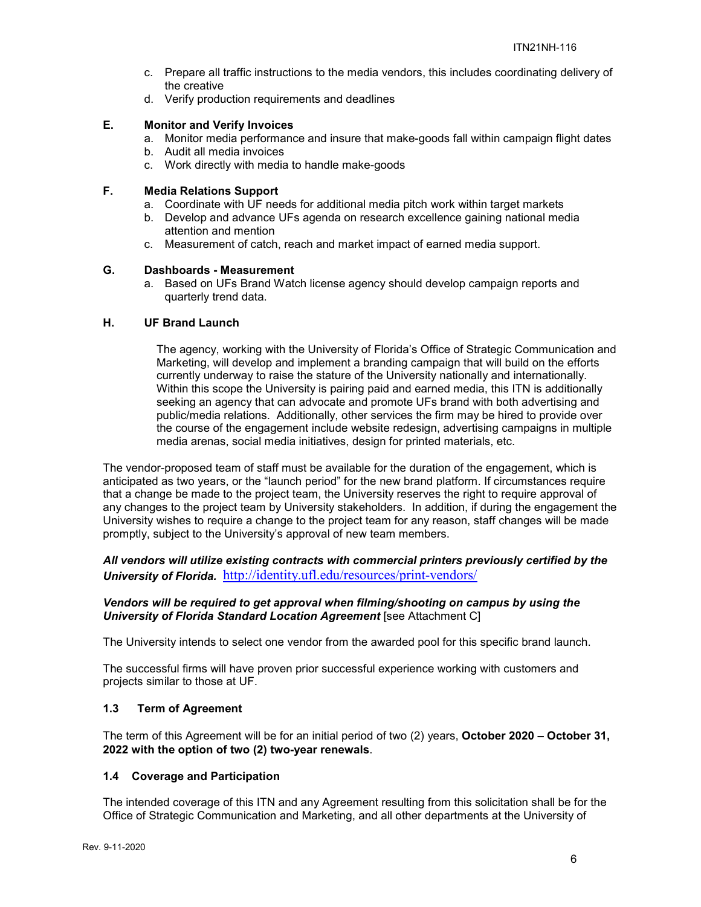c. Prepare all traffic instructions to the media vendors, this includes coordinating delivery of the creative
d. Verify production requirements and deadlines

**E. Monitor and Verify Invoices**

a. Monitor media performance and insure that make-goods fall within campaign flight dates
b. Audit all media invoices
c. Work directly with media to handle make-goods

**F. Media Relations Support**

a. Coordinate with UF needs for additional media pitch work within target markets
b. Develop and advance UFs agenda on research excellence gaining national media attention and mention
c. Measurement of catch, reach and market impact of earned media support.

**G. Dashboards - Measurement**

a. Based on UFs Brand Watch license agency should develop campaign reports and quarterly trend data.

**H. UF Brand Launch**

The agency, working with the University of Florida's Office of Strategic Communication and Marketing, will develop and implement a branding campaign that will build on the efforts currently underway to raise the stature of the University nationally and internationally. Within this scope the University is pairing paid and earned media, this ITN is additionally seeking an agency that can advocate and promote UFs brand with both advertising and public/media relations. Additionally, other services the firm may be hired to provide over the course of the engagement include website redesign, advertising campaigns in multiple media arenas, social media initiatives, design for printed materials, etc.

The vendor-proposed team of staff must be available for the duration of the engagement, which is anticipated as two years, or the "launch period" for the new brand platform. If circumstances require that a change be made to the project team, the University reserves the right to require approval of any changes to the project team by University stakeholders. In addition, if during the engagement the University wishes to require a change to the project team for any reason, staff changes will be made promptly, subject to the University's approval of new team members.

***All vendors will utilize existing contracts with commercial printers previously certified by the University of Florida.*** http://identity.ufl.edu/resources/print-vendors/

***Vendors will be required to get approval when filming/shooting on campus by using the University of Florida Standard Location Agreement*** [see Attachment C]

The University intends to select one vendor from the awarded pool for this specific brand launch.

The successful firms will have proven prior successful experience working with customers and projects similar to those at UF.

### 1.3 Term of Agreement

The term of this Agreement will be for an initial period of two (2) years, **October 2020 – October 31, 2022 with the option of two (2) two-year renewals**.

### 1.4 Coverage and Participation

The intended coverage of this ITN and any Agreement resulting from this solicitation shall be for the Office of Strategic Communication and Marketing, and all other departments at the University of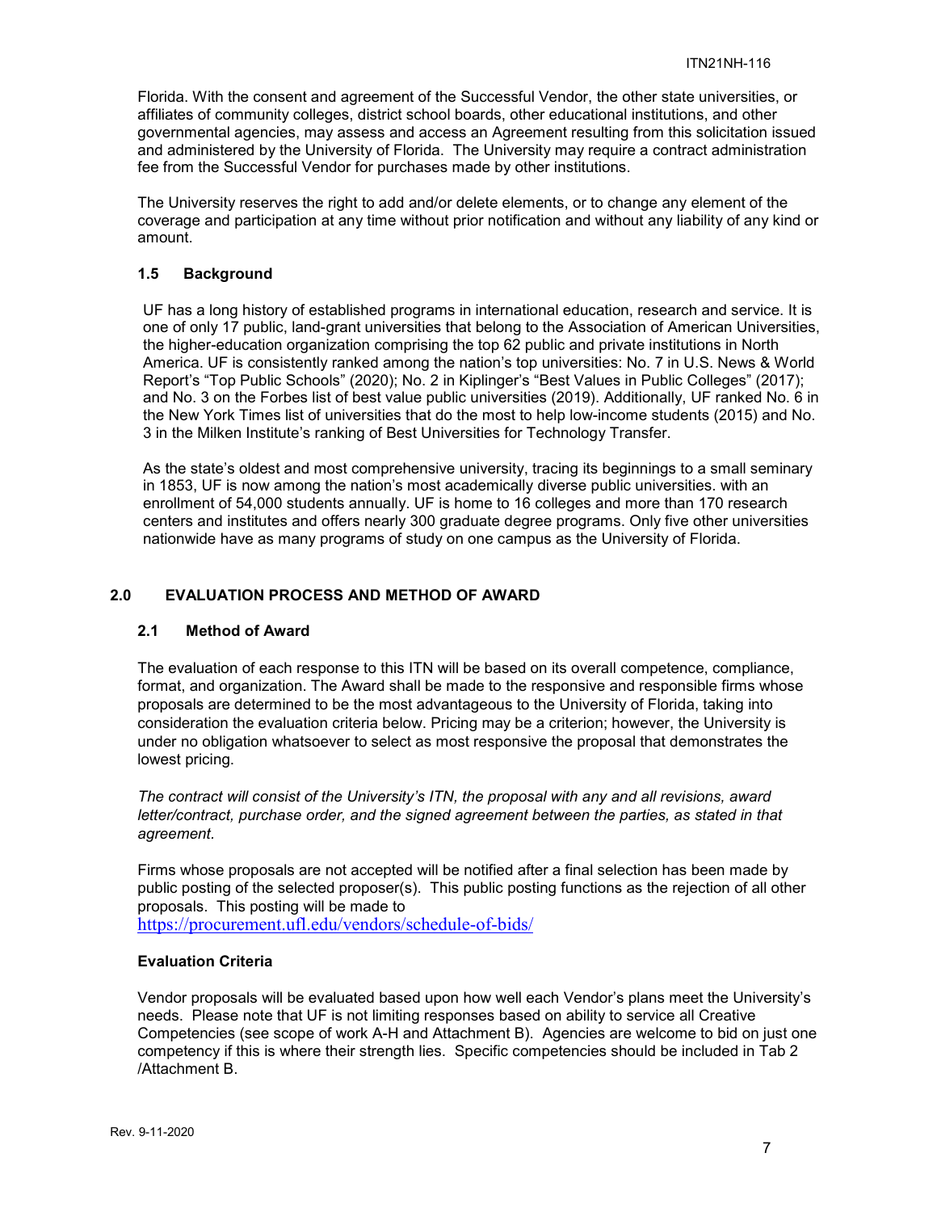Florida. With the consent and agreement of the Successful Vendor, the other state universities, or affiliates of community colleges, district school boards, other educational institutions, and other governmental agencies, may assess and access an Agreement resulting from this solicitation issued and administered by the University of Florida. The University may require a contract administration fee from the Successful Vendor for purchases made by other institutions.

The University reserves the right to add and/or delete elements, or to change any element of the coverage and participation at any time without prior notification and without any liability of any kind or amount.

### 1.5 Background

UF has a long history of established programs in international education, research and service. It is one of only 17 public, land-grant universities that belong to the Association of American Universities, the higher-education organization comprising the top 62 public and private institutions in North America. UF is consistently ranked among the nation's top universities: No. 7 in U.S. News & World Report's "Top Public Schools" (2020); No. 2 in Kiplinger's "Best Values in Public Colleges" (2017); and No. 3 on the Forbes list of best value public universities (2019). Additionally, UF ranked No. 6 in the New York Times list of universities that do the most to help low-income students (2015) and No. 3 in the Milken Institute's ranking of Best Universities for Technology Transfer.

As the state's oldest and most comprehensive university, tracing its beginnings to a small seminary in 1853, UF is now among the nation's most academically diverse public universities. with an enrollment of 54,000 students annually. UF is home to 16 colleges and more than 170 research centers and institutes and offers nearly 300 graduate degree programs. Only five other universities nationwide have as many programs of study on one campus as the University of Florida.

## 2.0 EVALUATION PROCESS AND METHOD OF AWARD

### 2.1 Method of Award

The evaluation of each response to this ITN will be based on its overall competence, compliance, format, and organization. The Award shall be made to the responsive and responsible firms whose proposals are determined to be the most advantageous to the University of Florida, taking into consideration the evaluation criteria below. Pricing may be a criterion; however, the University is under no obligation whatsoever to select as most responsive the proposal that demonstrates the lowest pricing.

*The contract will consist of the University's ITN, the proposal with any and all revisions, award letter/contract, purchase order, and the signed agreement between the parties, as stated in that agreement.*

Firms whose proposals are not accepted will be notified after a final selection has been made by public posting of the selected proposer(s). This public posting functions as the rejection of all other proposals. This posting will be made to
https://procurement.ufl.edu/vendors/schedule-of-bids/

**Evaluation Criteria**

Vendor proposals will be evaluated based upon how well each Vendor's plans meet the University's needs. Please note that UF is not limiting responses based on ability to service all Creative Competencies (see scope of work A-H and Attachment B). Agencies are welcome to bid on just one competency if this is where their strength lies. Specific competencies should be included in Tab 2 /Attachment B.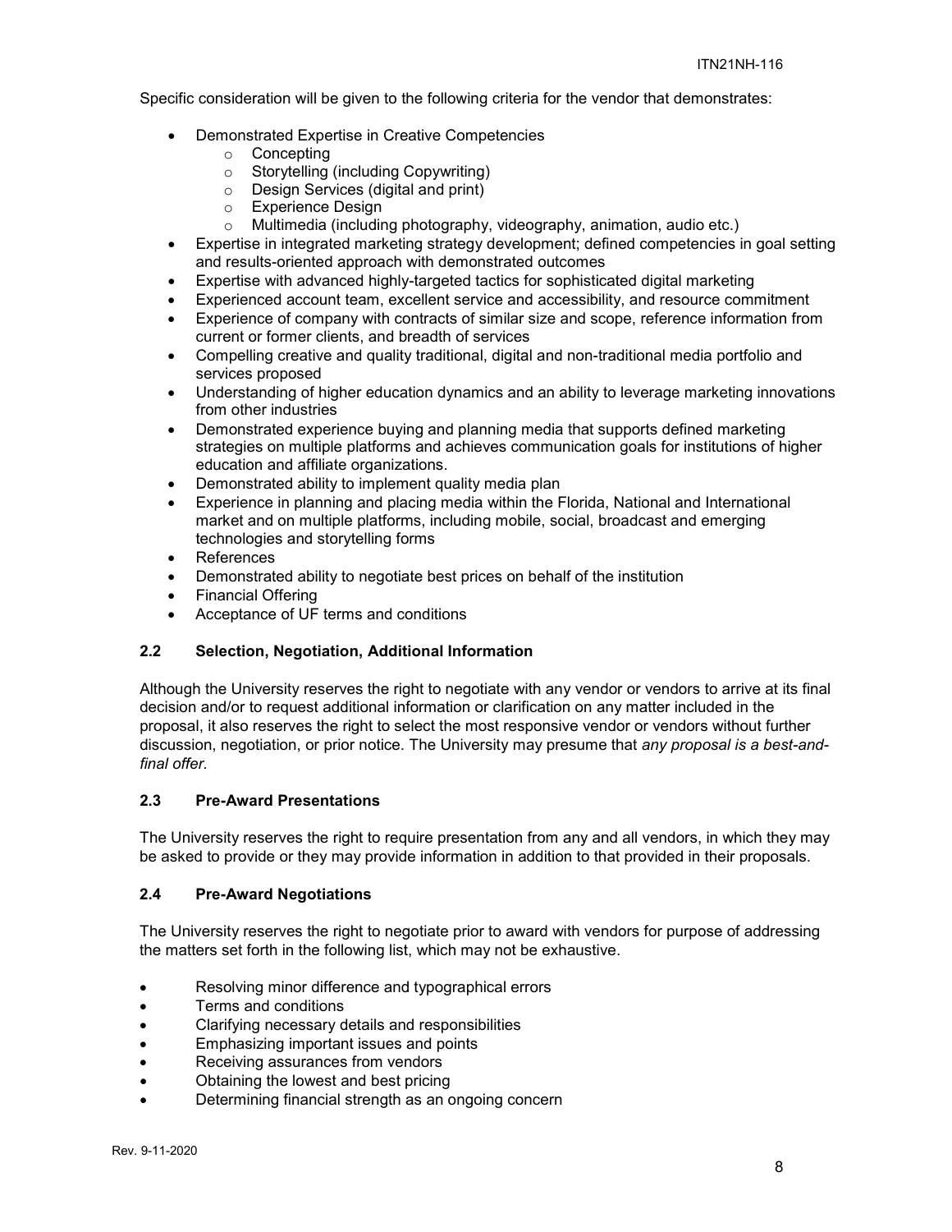Specific consideration will be given to the following criteria for the vendor that demonstrates:

- Demonstrated Expertise in Creative Competencies
  - Concepting
  - Storytelling (including Copywriting)
  - Design Services (digital and print)
  - Experience Design
  - Multimedia (including photography, videography, animation, audio etc.)
- Expertise in integrated marketing strategy development; defined competencies in goal setting and results-oriented approach with demonstrated outcomes
- Expertise with advanced highly-targeted tactics for sophisticated digital marketing
- Experienced account team, excellent service and accessibility, and resource commitment
- Experience of company with contracts of similar size and scope, reference information from current or former clients, and breadth of services
- Compelling creative and quality traditional, digital and non-traditional media portfolio and services proposed
- Understanding of higher education dynamics and an ability to leverage marketing innovations from other industries
- Demonstrated experience buying and planning media that supports defined marketing strategies on multiple platforms and achieves communication goals for institutions of higher education and affiliate organizations.
- Demonstrated ability to implement quality media plan
- Experience in planning and placing media within the Florida, National and International market and on multiple platforms, including mobile, social, broadcast and emerging technologies and storytelling forms
- References
- Demonstrated ability to negotiate best prices on behalf of the institution
- Financial Offering
- Acceptance of UF terms and conditions

## 2.2 Selection, Negotiation, Additional Information

Although the University reserves the right to negotiate with any vendor or vendors to arrive at its final decision and/or to request additional information or clarification on any matter included in the proposal, it also reserves the right to select the most responsive vendor or vendors without further discussion, negotiation, or prior notice. The University may presume that *any proposal is a best-and-final offer.*

## 2.3 Pre-Award Presentations

The University reserves the right to require presentation from any and all vendors, in which they may be asked to provide or they may provide information in addition to that provided in their proposals.

## 2.4 Pre-Award Negotiations

The University reserves the right to negotiate prior to award with vendors for purpose of addressing the matters set forth in the following list, which may not be exhaustive.

- Resolving minor difference and typographical errors
- Terms and conditions
- Clarifying necessary details and responsibilities
- Emphasizing important issues and points
- Receiving assurances from vendors
- Obtaining the lowest and best pricing
- Determining financial strength as an ongoing concern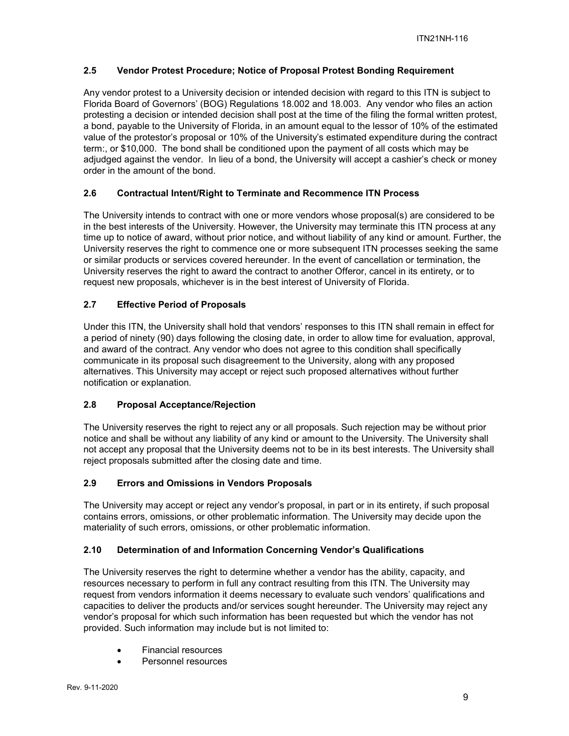### 2.5 Vendor Protest Procedure; Notice of Proposal Protest Bonding Requirement

Any vendor protest to a University decision or intended decision with regard to this ITN is subject to Florida Board of Governors' (BOG) Regulations 18.002 and 18.003. Any vendor who files an action protesting a decision or intended decision shall post at the time of the filing the formal written protest, a bond, payable to the University of Florida, in an amount equal to the lessor of 10% of the estimated value of the protestor's proposal or 10% of the University's estimated expenditure during the contract term:, or $10,000. The bond shall be conditioned upon the payment of all costs which may be adjudged against the vendor. In lieu of a bond, the University will accept a cashier's check or money order in the amount of the bond.

### 2.6 Contractual Intent/Right to Terminate and Recommence ITN Process

The University intends to contract with one or more vendors whose proposal(s) are considered to be in the best interests of the University. However, the University may terminate this ITN process at any time up to notice of award, without prior notice, and without liability of any kind or amount. Further, the University reserves the right to commence one or more subsequent ITN processes seeking the same or similar products or services covered hereunder. In the event of cancellation or termination, the University reserves the right to award the contract to another Offeror, cancel in its entirety, or to request new proposals, whichever is in the best interest of University of Florida.

### 2.7 Effective Period of Proposals

Under this ITN, the University shall hold that vendors' responses to this ITN shall remain in effect for a period of ninety (90) days following the closing date, in order to allow time for evaluation, approval, and award of the contract. Any vendor who does not agree to this condition shall specifically communicate in its proposal such disagreement to the University, along with any proposed alternatives. This University may accept or reject such proposed alternatives without further notification or explanation.

### 2.8 Proposal Acceptance/Rejection

The University reserves the right to reject any or all proposals. Such rejection may be without prior notice and shall be without any liability of any kind or amount to the University. The University shall not accept any proposal that the University deems not to be in its best interests. The University shall reject proposals submitted after the closing date and time.

### 2.9 Errors and Omissions in Vendors Proposals

The University may accept or reject any vendor's proposal, in part or in its entirety, if such proposal contains errors, omissions, or other problematic information. The University may decide upon the materiality of such errors, omissions, or other problematic information.

### 2.10 Determination of and Information Concerning Vendor's Qualifications

The University reserves the right to determine whether a vendor has the ability, capacity, and resources necessary to perform in full any contract resulting from this ITN. The University may request from vendors information it deems necessary to evaluate such vendors' qualifications and capacities to deliver the products and/or services sought hereunder. The University may reject any vendor's proposal for which such information has been requested but which the vendor has not provided. Such information may include but is not limited to:

- Financial resources
- Personnel resources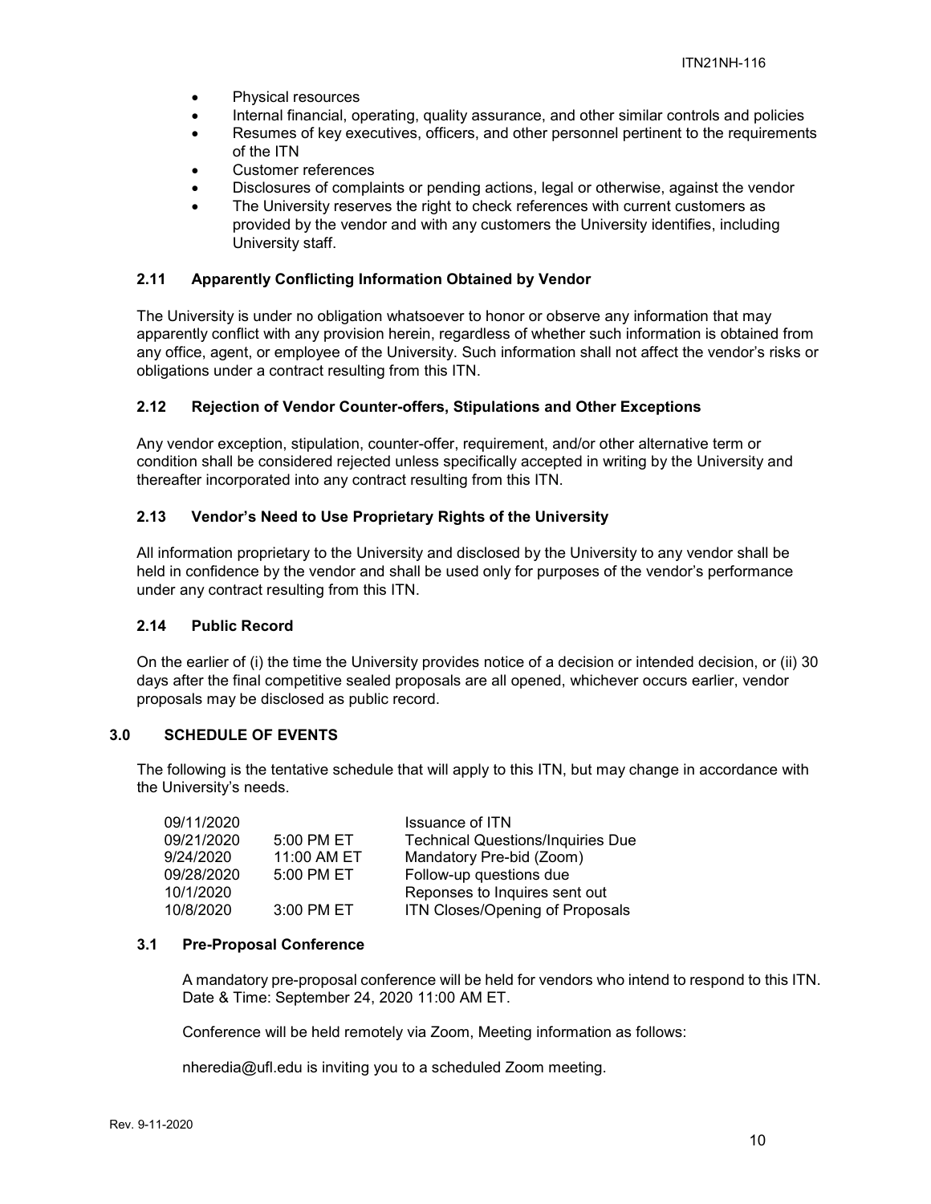- Physical resources
- Internal financial, operating, quality assurance, and other similar controls and policies
- Resumes of key executives, officers, and other personnel pertinent to the requirements of the ITN
- Customer references
- Disclosures of complaints or pending actions, legal or otherwise, against the vendor
- The University reserves the right to check references with current customers as provided by the vendor and with any customers the University identifies, including University staff.

### 2.11 Apparently Conflicting Information Obtained by Vendor

The University is under no obligation whatsoever to honor or observe any information that may apparently conflict with any provision herein, regardless of whether such information is obtained from any office, agent, or employee of the University. Such information shall not affect the vendor's risks or obligations under a contract resulting from this ITN.

### 2.12 Rejection of Vendor Counter-offers, Stipulations and Other Exceptions

Any vendor exception, stipulation, counter-offer, requirement, and/or other alternative term or condition shall be considered rejected unless specifically accepted in writing by the University and thereafter incorporated into any contract resulting from this ITN.

### 2.13 Vendor's Need to Use Proprietary Rights of the University

All information proprietary to the University and disclosed by the University to any vendor shall be held in confidence by the vendor and shall be used only for purposes of the vendor's performance under any contract resulting from this ITN.

### 2.14 Public Record

On the earlier of (i) the time the University provides notice of a decision or intended decision, or (ii) 30 days after the final competitive sealed proposals are all opened, whichever occurs earlier, vendor proposals may be disclosed as public record.

## 3.0 SCHEDULE OF EVENTS

The following is the tentative schedule that will apply to this ITN, but may change in accordance with the University's needs.

| | | |
|---|---|---|
| 09/11/2020 | | Issuance of ITN |
| 09/21/2020 | 5:00 PM ET | Technical Questions/Inquiries Due |
| 9/24/2020 | 11:00 AM ET | Mandatory Pre-bid (Zoom) |
| 09/28/2020 | 5:00 PM ET | Follow-up questions due |
| 10/1/2020 | | Reponses to Inquires sent out |
| 10/8/2020 | 3:00 PM ET | ITN Closes/Opening of Proposals |

### 3.1 Pre-Proposal Conference

A mandatory pre-proposal conference will be held for vendors who intend to respond to this ITN. Date & Time: September 24, 2020 11:00 AM ET.

Conference will be held remotely via Zoom, Meeting information as follows:

nheredia@ufl.edu is inviting you to a scheduled Zoom meeting.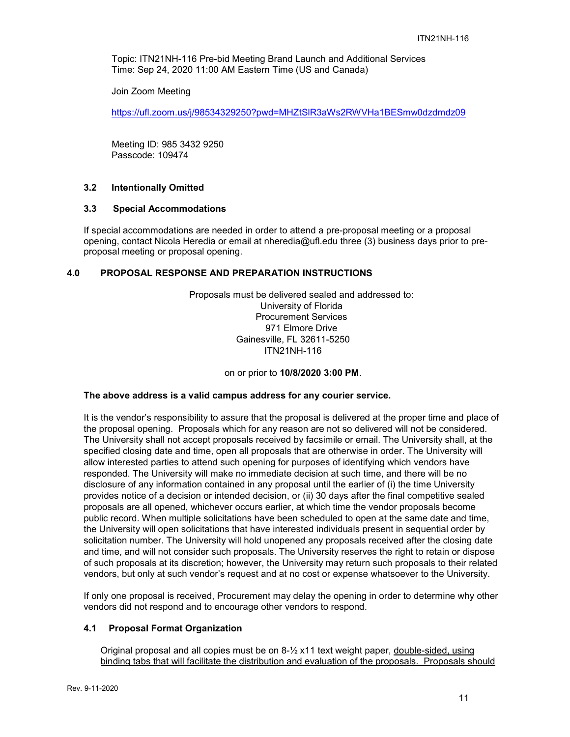Topic: ITN21NH-116 Pre-bid Meeting Brand Launch and Additional Services
Time: Sep 24, 2020 11:00 AM Eastern Time (US and Canada)

Join Zoom Meeting

https://ufl.zoom.us/j/98534329250?pwd=MHZtSlR3aWs2RWVHa1BESmw0dzdmdz09

Meeting ID: 985 3432 9250
Passcode: 109474

### 3.2 Intentionally Omitted

### 3.3 Special Accommodations

If special accommodations are needed in order to attend a pre-proposal meeting or a proposal opening, contact Nicola Heredia or email at nheredia@ufl.edu three (3) business days prior to pre-proposal meeting or proposal opening.

## 4.0 PROPOSAL RESPONSE AND PREPARATION INSTRUCTIONS

Proposals must be delivered sealed and addressed to:
University of Florida
Procurement Services
971 Elmore Drive
Gainesville, FL 32611-5250
ITN21NH-116

on or prior to **10/8/2020 3:00 PM**.

**The above address is a valid campus address for any courier service.**

It is the vendor's responsibility to assure that the proposal is delivered at the proper time and place of the proposal opening. Proposals which for any reason are not so delivered will not be considered. The University shall not accept proposals received by facsimile or email. The University shall, at the specified closing date and time, open all proposals that are otherwise in order. The University will allow interested parties to attend such opening for purposes of identifying which vendors have responded. The University will make no immediate decision at such time, and there will be no disclosure of any information contained in any proposal until the earlier of (i) the time University provides notice of a decision or intended decision, or (ii) 30 days after the final competitive sealed proposals are all opened, whichever occurs earlier, at which time the vendor proposals become public record. When multiple solicitations have been scheduled to open at the same date and time, the University will open solicitations that have interested individuals present in sequential order by solicitation number. The University will hold unopened any proposals received after the closing date and time, and will not consider such proposals. The University reserves the right to retain or dispose of such proposals at its discretion; however, the University may return such proposals to their related vendors, but only at such vendor's request and at no cost or expense whatsoever to the University.

If only one proposal is received, Procurement may delay the opening in order to determine why other vendors did not respond and to encourage other vendors to respond.

### 4.1 Proposal Format Organization

Original proposal and all copies must be on 8-½ x11 text weight paper, <u>double-sided, using binding tabs that will facilitate the distribution and evaluation of the proposals. Proposals should</u>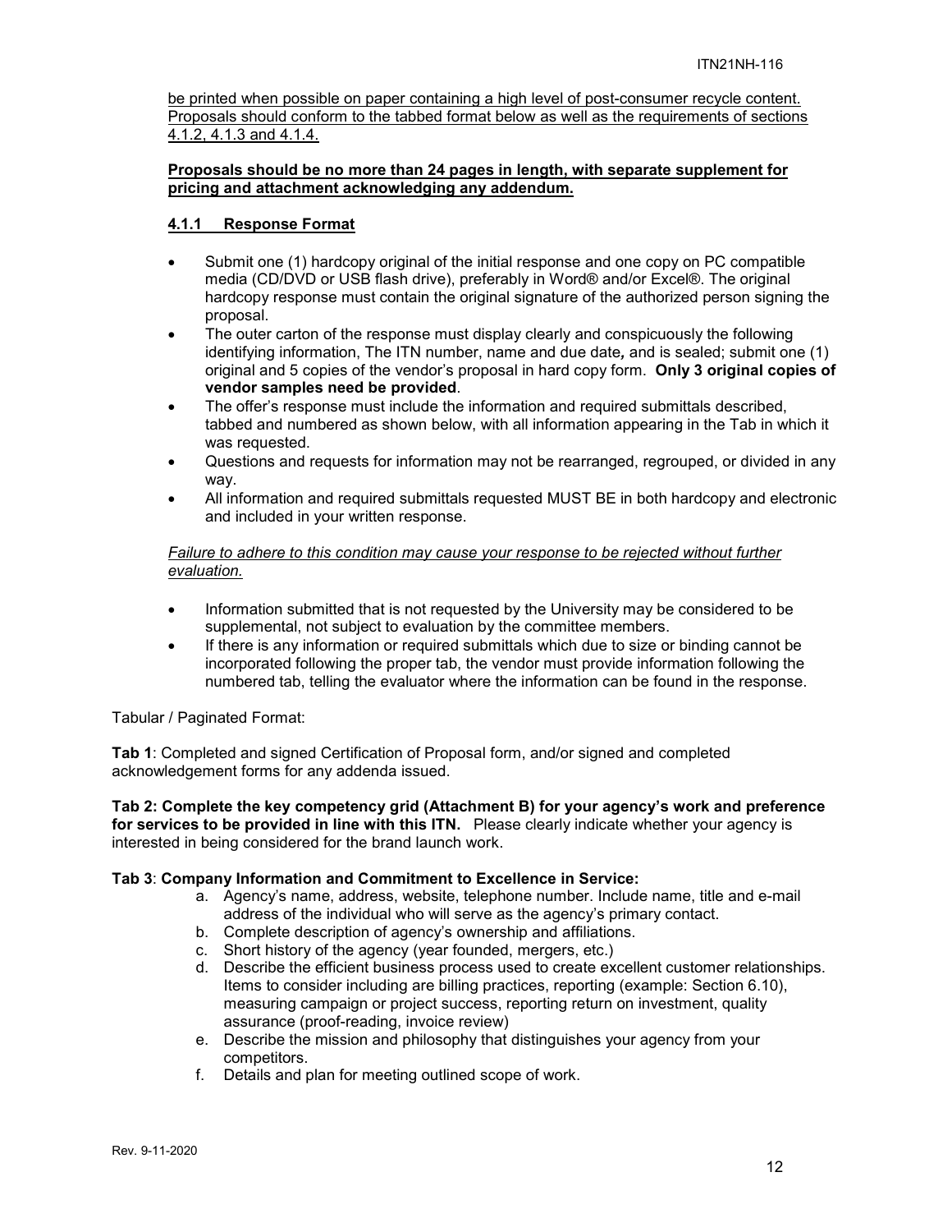be printed when possible on paper containing a high level of post-consumer recycle content. Proposals should conform to the tabbed format below as well as the requirements of sections 4.1.2, 4.1.3 and 4.1.4.

**Proposals should be no more than 24 pages in length, with separate supplement for pricing and attachment acknowledging any addendum.**

### 4.1.1 Response Format

- Submit one (1) hardcopy original of the initial response and one copy on PC compatible media (CD/DVD or USB flash drive), preferably in Word® and/or Excel®. The original hardcopy response must contain the original signature of the authorized person signing the proposal.
- The outer carton of the response must display clearly and conspicuously the following identifying information, The ITN number, name and due date**,** and is sealed; submit one (1) original and 5 copies of the vendor's proposal in hard copy form. **Only 3 original copies of vendor samples need be provided**.
- The offer's response must include the information and required submittals described, tabbed and numbered as shown below, with all information appearing in the Tab in which it was requested.
- Questions and requests for information may not be rearranged, regrouped, or divided in any way.
- All information and required submittals requested MUST BE in both hardcopy and electronic and included in your written response.

*Failure to adhere to this condition may cause your response to be rejected without further evaluation.*

- Information submitted that is not requested by the University may be considered to be supplemental, not subject to evaluation by the committee members.
- If there is any information or required submittals which due to size or binding cannot be incorporated following the proper tab, the vendor must provide information following the numbered tab, telling the evaluator where the information can be found in the response.

Tabular / Paginated Format:

**Tab 1**: Completed and signed Certification of Proposal form, and/or signed and completed acknowledgement forms for any addenda issued.

**Tab 2: Complete the key competency grid (Attachment B) for your agency's work and preference for services to be provided in line with this ITN.** Please clearly indicate whether your agency is interested in being considered for the brand launch work.

**Tab 3**: **Company Information and Commitment to Excellence in Service:**

a. Agency's name, address, website, telephone number. Include name, title and e-mail address of the individual who will serve as the agency's primary contact.
b. Complete description of agency's ownership and affiliations.
c. Short history of the agency (year founded, mergers, etc.)
d. Describe the efficient business process used to create excellent customer relationships. Items to consider including are billing practices, reporting (example: Section 6.10), measuring campaign or project success, reporting return on investment, quality assurance (proof-reading, invoice review)
e. Describe the mission and philosophy that distinguishes your agency from your competitors.
f. Details and plan for meeting outlined scope of work.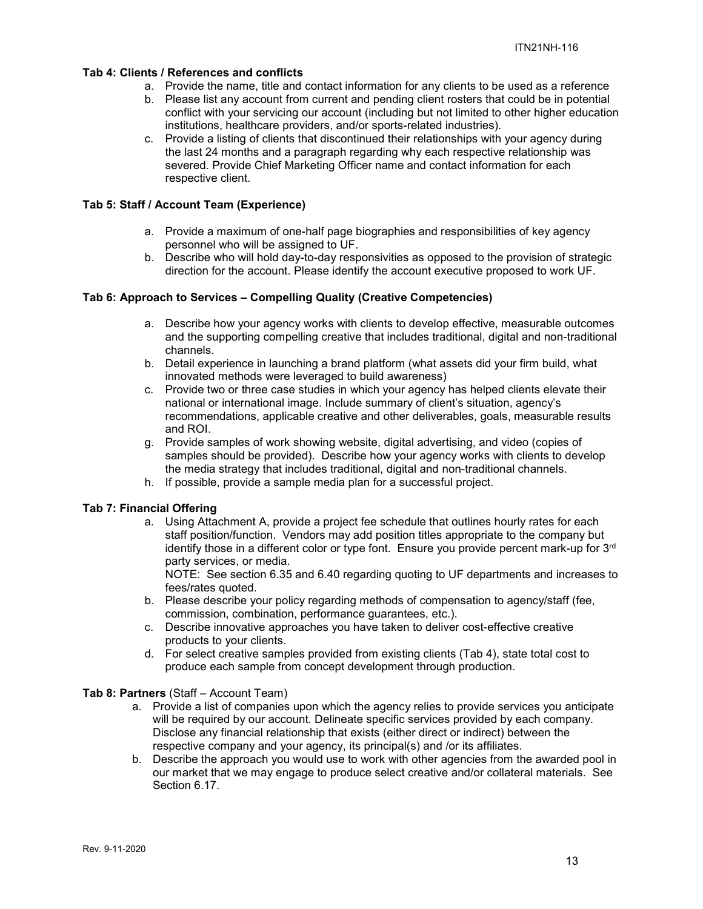**Tab 4: Clients / References and conflicts**

a. Provide the name, title and contact information for any clients to be used as a reference
b. Please list any account from current and pending client rosters that could be in potential conflict with your servicing our account (including but not limited to other higher education institutions, healthcare providers, and/or sports-related industries).
c. Provide a listing of clients that discontinued their relationships with your agency during the last 24 months and a paragraph regarding why each respective relationship was severed. Provide Chief Marketing Officer name and contact information for each respective client.

**Tab 5: Staff / Account Team (Experience)**

a. Provide a maximum of one-half page biographies and responsibilities of key agency personnel who will be assigned to UF.
b. Describe who will hold day-to-day responsivities as opposed to the provision of strategic direction for the account. Please identify the account executive proposed to work UF.

**Tab 6: Approach to Services – Compelling Quality (Creative Competencies)**

a. Describe how your agency works with clients to develop effective, measurable outcomes and the supporting compelling creative that includes traditional, digital and non-traditional channels.
b. Detail experience in launching a brand platform (what assets did your firm build, what innovated methods were leveraged to build awareness)
c. Provide two or three case studies in which your agency has helped clients elevate their national or international image. Include summary of client's situation, agency's recommendations, applicable creative and other deliverables, goals, measurable results and ROI.
g. Provide samples of work showing website, digital advertising, and video (copies of samples should be provided). Describe how your agency works with clients to develop the media strategy that includes traditional, digital and non-traditional channels.
h. If possible, provide a sample media plan for a successful project.

**Tab 7: Financial Offering**

a. Using Attachment A, provide a project fee schedule that outlines hourly rates for each staff position/function. Vendors may add position titles appropriate to the company but identify those in a different color or type font. Ensure you provide percent mark-up for 3rd party services, or media.
   NOTE: See section 6.35 and 6.40 regarding quoting to UF departments and increases to fees/rates quoted.
b. Please describe your policy regarding methods of compensation to agency/staff (fee, commission, combination, performance guarantees, etc.).
c. Describe innovative approaches you have taken to deliver cost-effective creative products to your clients.
d. For select creative samples provided from existing clients (Tab 4), state total cost to produce each sample from concept development through production.

**Tab 8: Partners** (Staff – Account Team)

a. Provide a list of companies upon which the agency relies to provide services you anticipate will be required by our account. Delineate specific services provided by each company. Disclose any financial relationship that exists (either direct or indirect) between the respective company and your agency, its principal(s) and /or its affiliates.
b. Describe the approach you would use to work with other agencies from the awarded pool in our market that we may engage to produce select creative and/or collateral materials. See Section 6.17.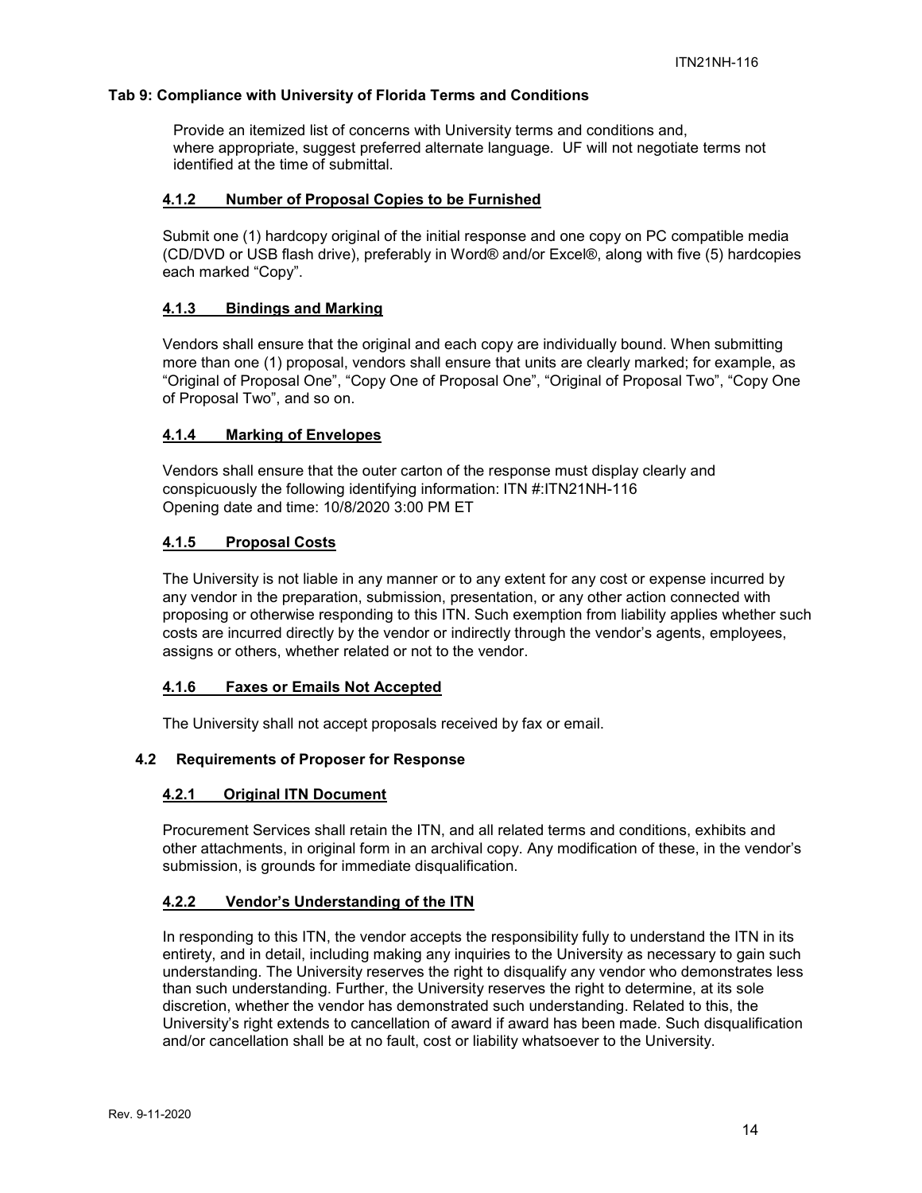**Tab 9: Compliance with University of Florida Terms and Conditions**

Provide an itemized list of concerns with University terms and conditions and, where appropriate, suggest preferred alternate language. UF will not negotiate terms not identified at the time of submittal.

#### 4.1.2 Number of Proposal Copies to be Furnished

Submit one (1) hardcopy original of the initial response and one copy on PC compatible media (CD/DVD or USB flash drive), preferably in Word® and/or Excel®, along with five (5) hardcopies each marked "Copy".

#### 4.1.3 Bindings and Marking

Vendors shall ensure that the original and each copy are individually bound. When submitting more than one (1) proposal, vendors shall ensure that units are clearly marked; for example, as "Original of Proposal One", "Copy One of Proposal One", "Original of Proposal Two", "Copy One of Proposal Two", and so on.

#### 4.1.4 Marking of Envelopes

Vendors shall ensure that the outer carton of the response must display clearly and conspicuously the following identifying information: ITN #:ITN21NH-116
Opening date and time: 10/8/2020 3:00 PM ET

#### 4.1.5 Proposal Costs

The University is not liable in any manner or to any extent for any cost or expense incurred by any vendor in the preparation, submission, presentation, or any other action connected with proposing or otherwise responding to this ITN. Such exemption from liability applies whether such costs are incurred directly by the vendor or indirectly through the vendor's agents, employees, assigns or others, whether related or not to the vendor.

#### 4.1.6 Faxes or Emails Not Accepted

The University shall not accept proposals received by fax or email.

### 4.2 Requirements of Proposer for Response

#### 4.2.1 Original ITN Document

Procurement Services shall retain the ITN, and all related terms and conditions, exhibits and other attachments, in original form in an archival copy. Any modification of these, in the vendor's submission, is grounds for immediate disqualification.

#### 4.2.2 Vendor's Understanding of the ITN

In responding to this ITN, the vendor accepts the responsibility fully to understand the ITN in its entirety, and in detail, including making any inquiries to the University as necessary to gain such understanding. The University reserves the right to disqualify any vendor who demonstrates less than such understanding. Further, the University reserves the right to determine, at its sole discretion, whether the vendor has demonstrated such understanding. Related to this, the University's right extends to cancellation of award if award has been made. Such disqualification and/or cancellation shall be at no fault, cost or liability whatsoever to the University.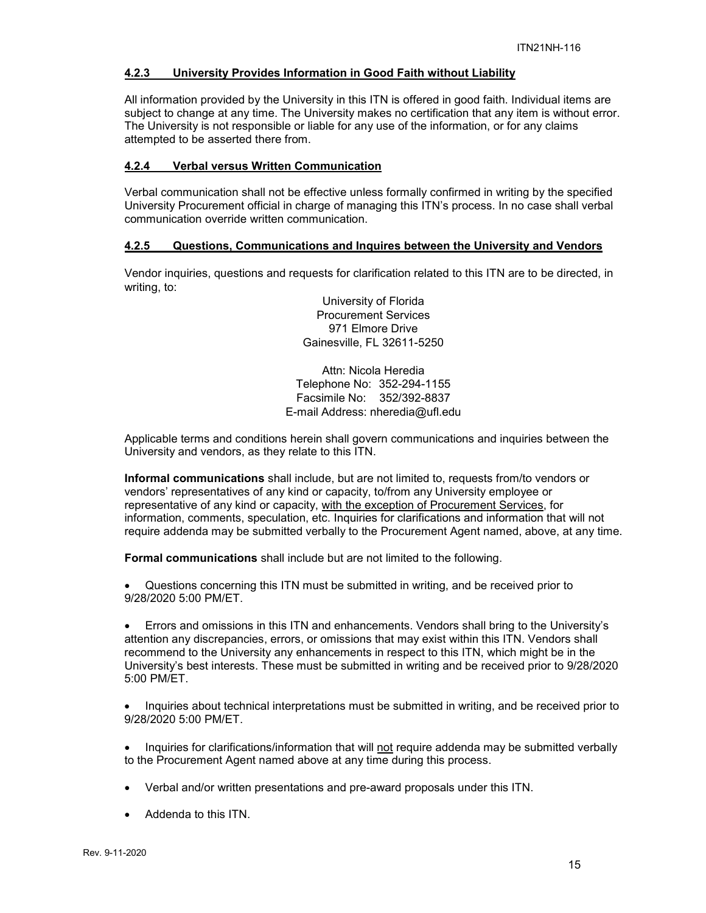#### 4.2.3 University Provides Information in Good Faith without Liability

All information provided by the University in this ITN is offered in good faith. Individual items are subject to change at any time. The University makes no certification that any item is without error. The University is not responsible or liable for any use of the information, or for any claims attempted to be asserted there from.

#### 4.2.4 Verbal versus Written Communication

Verbal communication shall not be effective unless formally confirmed in writing by the specified University Procurement official in charge of managing this ITN's process. In no case shall verbal communication override written communication.

#### 4.2.5 Questions, Communications and Inquires between the University and Vendors

Vendor inquiries, questions and requests for clarification related to this ITN are to be directed, in writing, to:

University of Florida
Procurement Services
971 Elmore Drive
Gainesville, FL 32611-5250

Attn: Nicola Heredia
Telephone No: 352-294-1155
Facsimile No: 352/392-8837
E-mail Address: nheredia@ufl.edu

Applicable terms and conditions herein shall govern communications and inquiries between the University and vendors, as they relate to this ITN.

**Informal communications** shall include, but are not limited to, requests from/to vendors or vendors' representatives of any kind or capacity, to/from any University employee or representative of any kind or capacity, with the exception of Procurement Services, for information, comments, speculation, etc. Inquiries for clarifications and information that will not require addenda may be submitted verbally to the Procurement Agent named, above, at any time.

**Formal communications** shall include but are not limited to the following.

- Questions concerning this ITN must be submitted in writing, and be received prior to 9/28/2020 5:00 PM/ET.
- Errors and omissions in this ITN and enhancements. Vendors shall bring to the University's attention any discrepancies, errors, or omissions that may exist within this ITN. Vendors shall recommend to the University any enhancements in respect to this ITN, which might be in the University's best interests. These must be submitted in writing and be received prior to 9/28/2020 5:00 PM/ET.
- Inquiries about technical interpretations must be submitted in writing, and be received prior to 9/28/2020 5:00 PM/ET.
- Inquiries for clarifications/information that will not require addenda may be submitted verbally to the Procurement Agent named above at any time during this process.
- Verbal and/or written presentations and pre-award proposals under this ITN.
- Addenda to this ITN.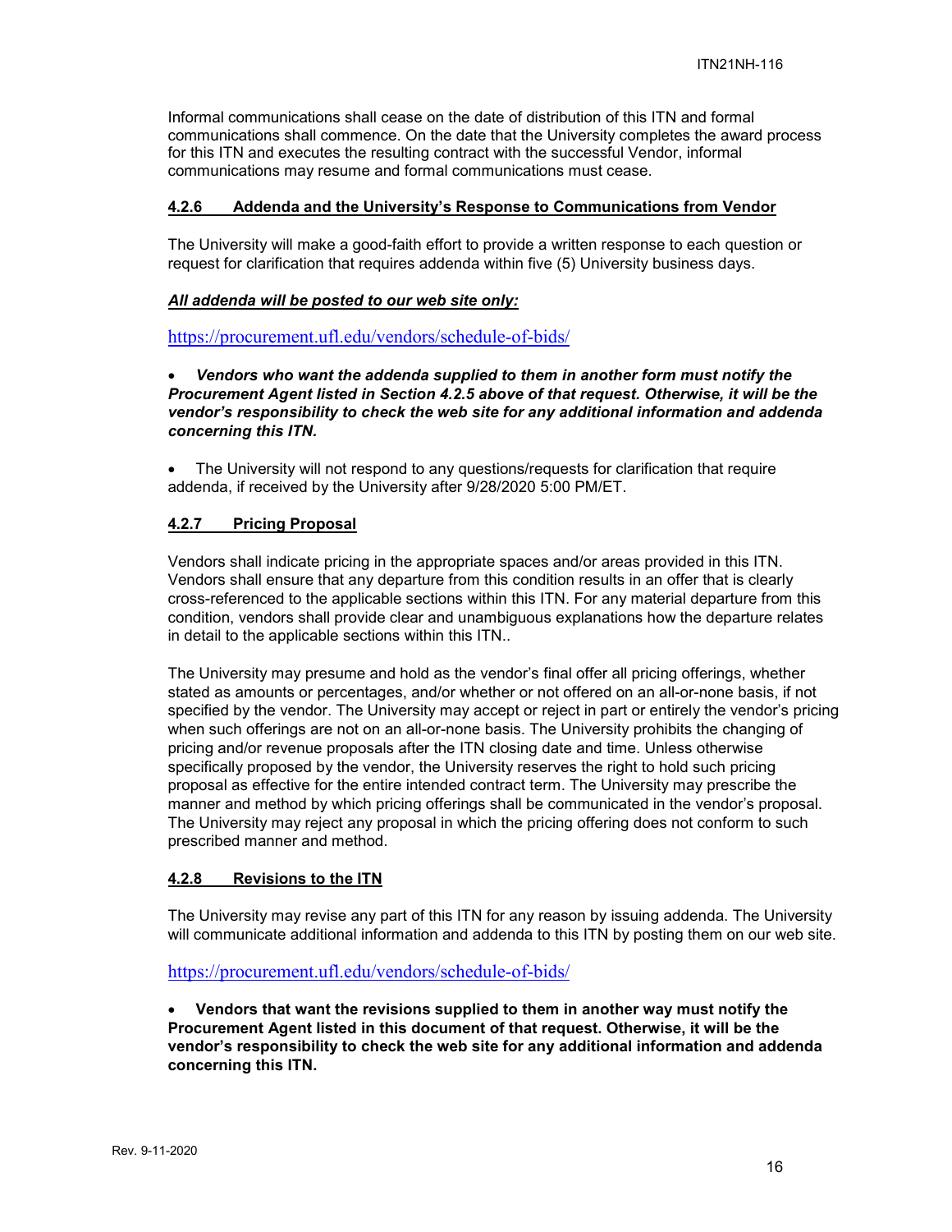Informal communications shall cease on the date of distribution of this ITN and formal communications shall commence. On the date that the University completes the award process for this ITN and executes the resulting contract with the successful Vendor, informal communications may resume and formal communications must cease.

#### 4.2.6 Addenda and the University's Response to Communications from Vendor

The University will make a good-faith effort to provide a written response to each question or request for clarification that requires addenda within five (5) University business days.

***All addenda will be posted to our web site only:***

https://procurement.ufl.edu/vendors/schedule-of-bids/

- ***Vendors who want the addenda supplied to them in another form must notify the Procurement Agent listed in Section 4.2.5 above of that request. Otherwise, it will be the vendor's responsibility to check the web site for any additional information and addenda concerning this ITN.***

- The University will not respond to any questions/requests for clarification that require addenda, if received by the University after 9/28/2020 5:00 PM/ET.

#### 4.2.7 Pricing Proposal

Vendors shall indicate pricing in the appropriate spaces and/or areas provided in this ITN. Vendors shall ensure that any departure from this condition results in an offer that is clearly cross-referenced to the applicable sections within this ITN. For any material departure from this condition, vendors shall provide clear and unambiguous explanations how the departure relates in detail to the applicable sections within this ITN..

The University may presume and hold as the vendor's final offer all pricing offerings, whether stated as amounts or percentages, and/or whether or not offered on an all-or-none basis, if not specified by the vendor. The University may accept or reject in part or entirely the vendor's pricing when such offerings are not on an all-or-none basis. The University prohibits the changing of pricing and/or revenue proposals after the ITN closing date and time. Unless otherwise specifically proposed by the vendor, the University reserves the right to hold such pricing proposal as effective for the entire intended contract term. The University may prescribe the manner and method by which pricing offerings shall be communicated in the vendor's proposal. The University may reject any proposal in which the pricing offering does not conform to such prescribed manner and method.

#### 4.2.8 Revisions to the ITN

The University may revise any part of this ITN for any reason by issuing addenda. The University will communicate additional information and addenda to this ITN by posting them on our web site.

https://procurement.ufl.edu/vendors/schedule-of-bids/

- **Vendors that want the revisions supplied to them in another way must notify the Procurement Agent listed in this document of that request. Otherwise, it will be the vendor's responsibility to check the web site for any additional information and addenda concerning this ITN.**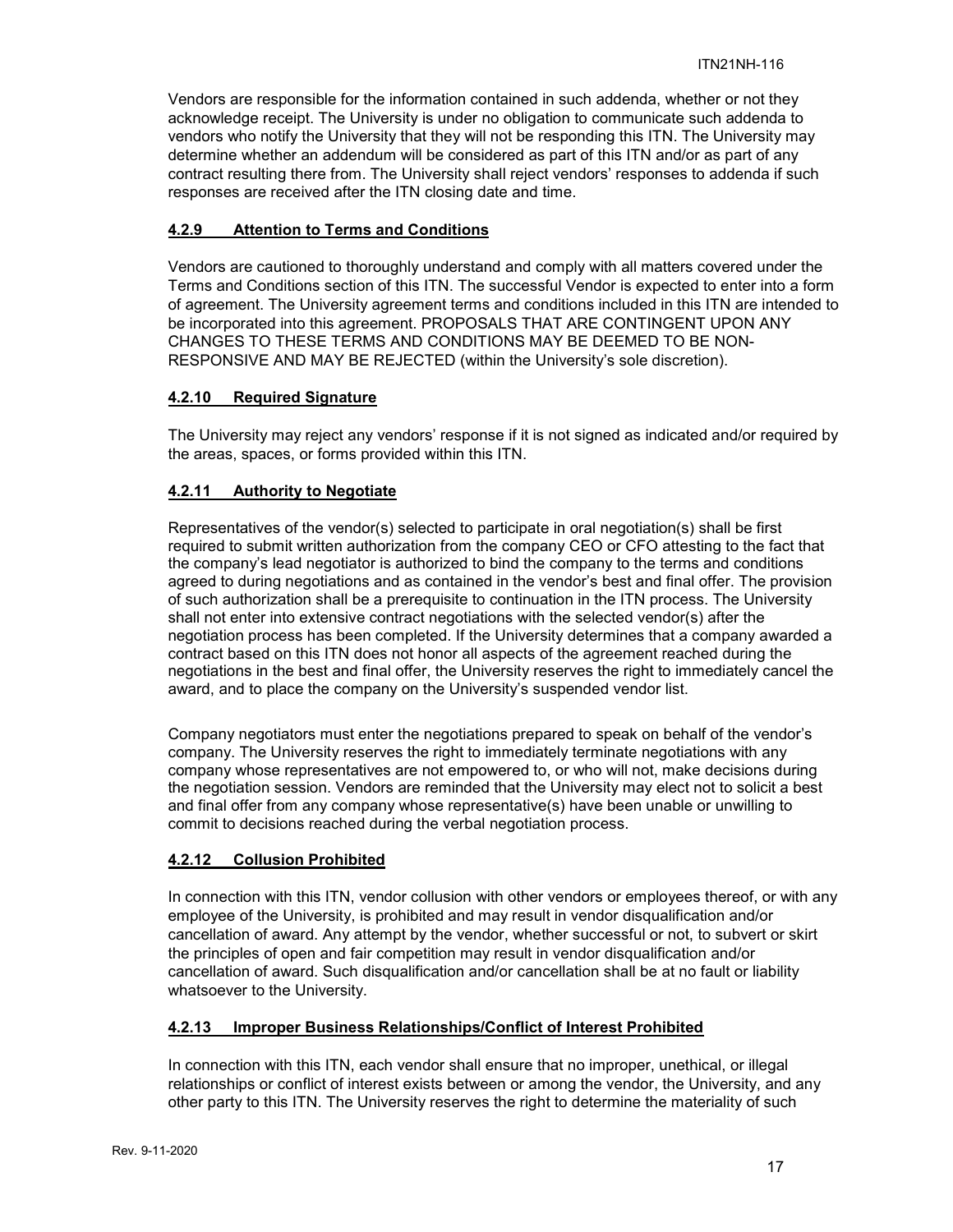Vendors are responsible for the information contained in such addenda, whether or not they acknowledge receipt. The University is under no obligation to communicate such addenda to vendors who notify the University that they will not be responding this ITN. The University may determine whether an addendum will be considered as part of this ITN and/or as part of any contract resulting there from. The University shall reject vendors' responses to addenda if such responses are received after the ITN closing date and time.

#### 4.2.9 Attention to Terms and Conditions

Vendors are cautioned to thoroughly understand and comply with all matters covered under the Terms and Conditions section of this ITN. The successful Vendor is expected to enter into a form of agreement. The University agreement terms and conditions included in this ITN are intended to be incorporated into this agreement. PROPOSALS THAT ARE CONTINGENT UPON ANY CHANGES TO THESE TERMS AND CONDITIONS MAY BE DEEMED TO BE NON-RESPONSIVE AND MAY BE REJECTED (within the University's sole discretion).

#### 4.2.10 Required Signature

The University may reject any vendors' response if it is not signed as indicated and/or required by the areas, spaces, or forms provided within this ITN.

#### 4.2.11 Authority to Negotiate

Representatives of the vendor(s) selected to participate in oral negotiation(s) shall be first required to submit written authorization from the company CEO or CFO attesting to the fact that the company's lead negotiator is authorized to bind the company to the terms and conditions agreed to during negotiations and as contained in the vendor's best and final offer. The provision of such authorization shall be a prerequisite to continuation in the ITN process. The University shall not enter into extensive contract negotiations with the selected vendor(s) after the negotiation process has been completed. If the University determines that a company awarded a contract based on this ITN does not honor all aspects of the agreement reached during the negotiations in the best and final offer, the University reserves the right to immediately cancel the award, and to place the company on the University's suspended vendor list.

Company negotiators must enter the negotiations prepared to speak on behalf of the vendor's company. The University reserves the right to immediately terminate negotiations with any company whose representatives are not empowered to, or who will not, make decisions during the negotiation session. Vendors are reminded that the University may elect not to solicit a best and final offer from any company whose representative(s) have been unable or unwilling to commit to decisions reached during the verbal negotiation process.

#### 4.2.12 Collusion Prohibited

In connection with this ITN, vendor collusion with other vendors or employees thereof, or with any employee of the University, is prohibited and may result in vendor disqualification and/or cancellation of award. Any attempt by the vendor, whether successful or not, to subvert or skirt the principles of open and fair competition may result in vendor disqualification and/or cancellation of award. Such disqualification and/or cancellation shall be at no fault or liability whatsoever to the University.

#### 4.2.13 Improper Business Relationships/Conflict of Interest Prohibited

In connection with this ITN, each vendor shall ensure that no improper, unethical, or illegal relationships or conflict of interest exists between or among the vendor, the University, and any other party to this ITN. The University reserves the right to determine the materiality of such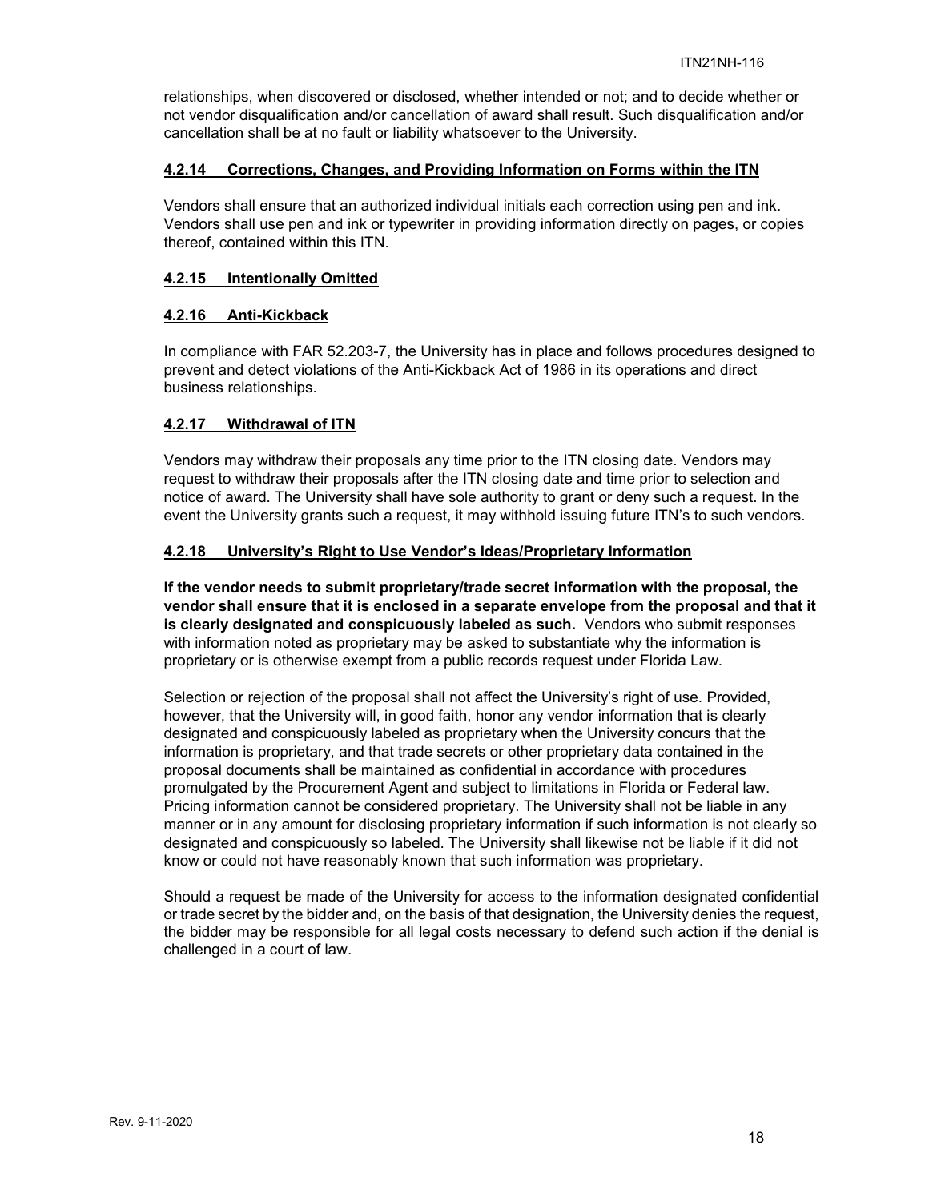relationships, when discovered or disclosed, whether intended or not; and to decide whether or not vendor disqualification and/or cancellation of award shall result. Such disqualification and/or cancellation shall be at no fault or liability whatsoever to the University.

### 4.2.14 Corrections, Changes, and Providing Information on Forms within the ITN

Vendors shall ensure that an authorized individual initials each correction using pen and ink. Vendors shall use pen and ink or typewriter in providing information directly on pages, or copies thereof, contained within this ITN.

### 4.2.15 Intentionally Omitted

### 4.2.16 Anti-Kickback

In compliance with FAR 52.203-7, the University has in place and follows procedures designed to prevent and detect violations of the Anti-Kickback Act of 1986 in its operations and direct business relationships.

### 4.2.17 Withdrawal of ITN

Vendors may withdraw their proposals any time prior to the ITN closing date. Vendors may request to withdraw their proposals after the ITN closing date and time prior to selection and notice of award. The University shall have sole authority to grant or deny such a request. In the event the University grants such a request, it may withhold issuing future ITN's to such vendors.

### 4.2.18 University's Right to Use Vendor's Ideas/Proprietary Information

**If the vendor needs to submit proprietary/trade secret information with the proposal, the vendor shall ensure that it is enclosed in a separate envelope from the proposal and that it is clearly designated and conspicuously labeled as such.** Vendors who submit responses with information noted as proprietary may be asked to substantiate why the information is proprietary or is otherwise exempt from a public records request under Florida Law.

Selection or rejection of the proposal shall not affect the University's right of use. Provided, however, that the University will, in good faith, honor any vendor information that is clearly designated and conspicuously labeled as proprietary when the University concurs that the information is proprietary, and that trade secrets or other proprietary data contained in the proposal documents shall be maintained as confidential in accordance with procedures promulgated by the Procurement Agent and subject to limitations in Florida or Federal law. Pricing information cannot be considered proprietary. The University shall not be liable in any manner or in any amount for disclosing proprietary information if such information is not clearly so designated and conspicuously so labeled. The University shall likewise not be liable if it did not know or could not have reasonably known that such information was proprietary.

Should a request be made of the University for access to the information designated confidential or trade secret by the bidder and, on the basis of that designation, the University denies the request, the bidder may be responsible for all legal costs necessary to defend such action if the denial is challenged in a court of law.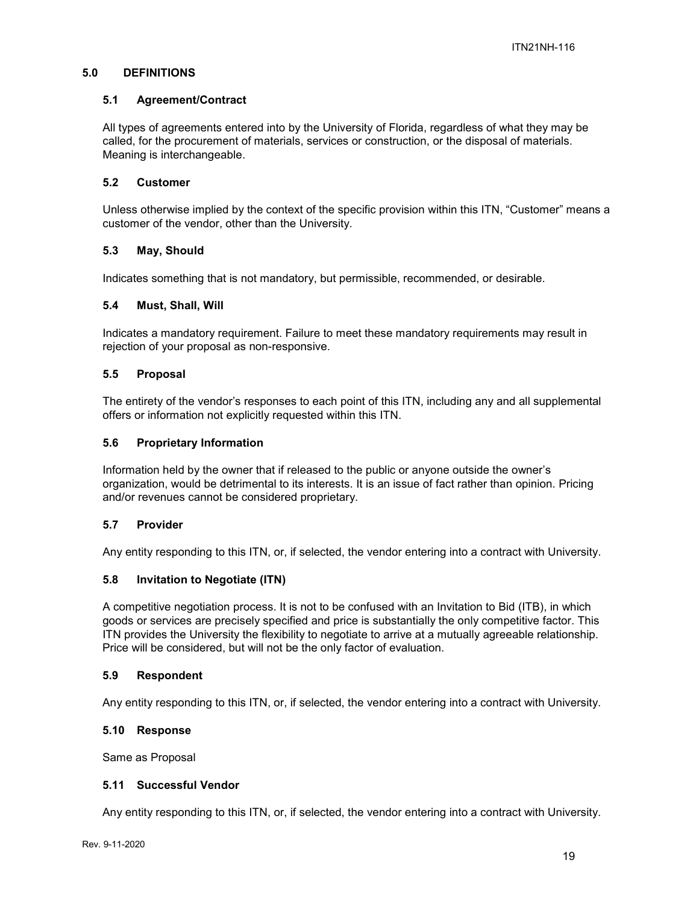## 5.0 DEFINITIONS

### 5.1 Agreement/Contract

All types of agreements entered into by the University of Florida, regardless of what they may be called, for the procurement of materials, services or construction, or the disposal of materials. Meaning is interchangeable.

### 5.2 Customer

Unless otherwise implied by the context of the specific provision within this ITN, "Customer" means a customer of the vendor, other than the University.

### 5.3 May, Should

Indicates something that is not mandatory, but permissible, recommended, or desirable.

### 5.4 Must, Shall, Will

Indicates a mandatory requirement. Failure to meet these mandatory requirements may result in rejection of your proposal as non-responsive.

### 5.5 Proposal

The entirety of the vendor's responses to each point of this ITN, including any and all supplemental offers or information not explicitly requested within this ITN.

### 5.6 Proprietary Information

Information held by the owner that if released to the public or anyone outside the owner's organization, would be detrimental to its interests. It is an issue of fact rather than opinion. Pricing and/or revenues cannot be considered proprietary.

### 5.7 Provider

Any entity responding to this ITN, or, if selected, the vendor entering into a contract with University.

### 5.8 Invitation to Negotiate (ITN)

A competitive negotiation process. It is not to be confused with an Invitation to Bid (ITB), in which goods or services are precisely specified and price is substantially the only competitive factor. This ITN provides the University the flexibility to negotiate to arrive at a mutually agreeable relationship. Price will be considered, but will not be the only factor of evaluation.

### 5.9 Respondent

Any entity responding to this ITN, or, if selected, the vendor entering into a contract with University.

### 5.10 Response

Same as Proposal

### 5.11 Successful Vendor

Any entity responding to this ITN, or, if selected, the vendor entering into a contract with University.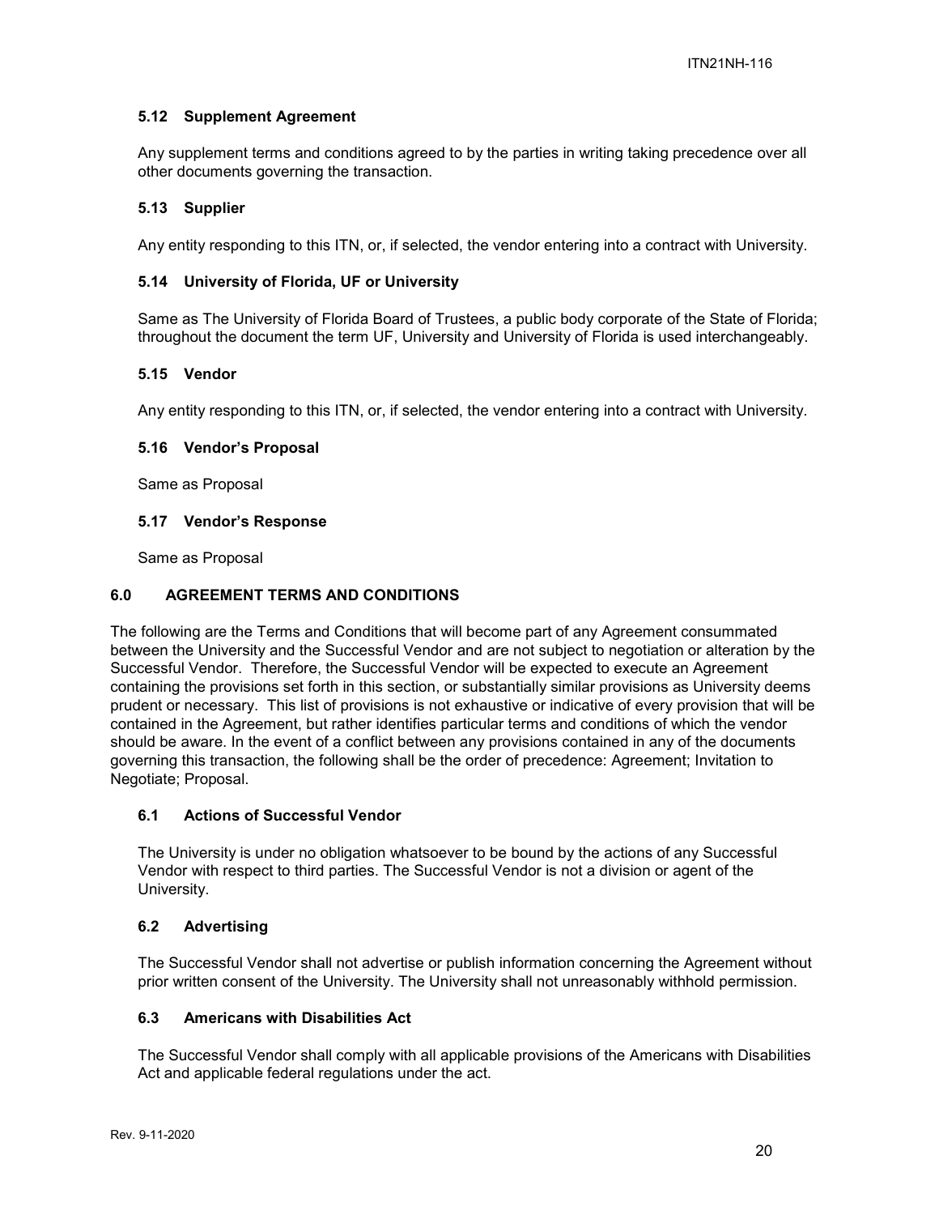### 5.12 Supplement Agreement

Any supplement terms and conditions agreed to by the parties in writing taking precedence over all other documents governing the transaction.

### 5.13 Supplier

Any entity responding to this ITN, or, if selected, the vendor entering into a contract with University.

### 5.14 University of Florida, UF or University

Same as The University of Florida Board of Trustees, a public body corporate of the State of Florida; throughout the document the term UF, University and University of Florida is used interchangeably.

### 5.15 Vendor

Any entity responding to this ITN, or, if selected, the vendor entering into a contract with University.

### 5.16 Vendor's Proposal

Same as Proposal

### 5.17 Vendor's Response

Same as Proposal

## 6.0 AGREEMENT TERMS AND CONDITIONS

The following are the Terms and Conditions that will become part of any Agreement consummated between the University and the Successful Vendor and are not subject to negotiation or alteration by the Successful Vendor. Therefore, the Successful Vendor will be expected to execute an Agreement containing the provisions set forth in this section, or substantially similar provisions as University deems prudent or necessary. This list of provisions is not exhaustive or indicative of every provision that will be contained in the Agreement, but rather identifies particular terms and conditions of which the vendor should be aware. In the event of a conflict between any provisions contained in any of the documents governing this transaction, the following shall be the order of precedence: Agreement; Invitation to Negotiate; Proposal.

### 6.1 Actions of Successful Vendor

The University is under no obligation whatsoever to be bound by the actions of any Successful Vendor with respect to third parties. The Successful Vendor is not a division or agent of the University.

### 6.2 Advertising

The Successful Vendor shall not advertise or publish information concerning the Agreement without prior written consent of the University. The University shall not unreasonably withhold permission.

### 6.3 Americans with Disabilities Act

The Successful Vendor shall comply with all applicable provisions of the Americans with Disabilities Act and applicable federal regulations under the act.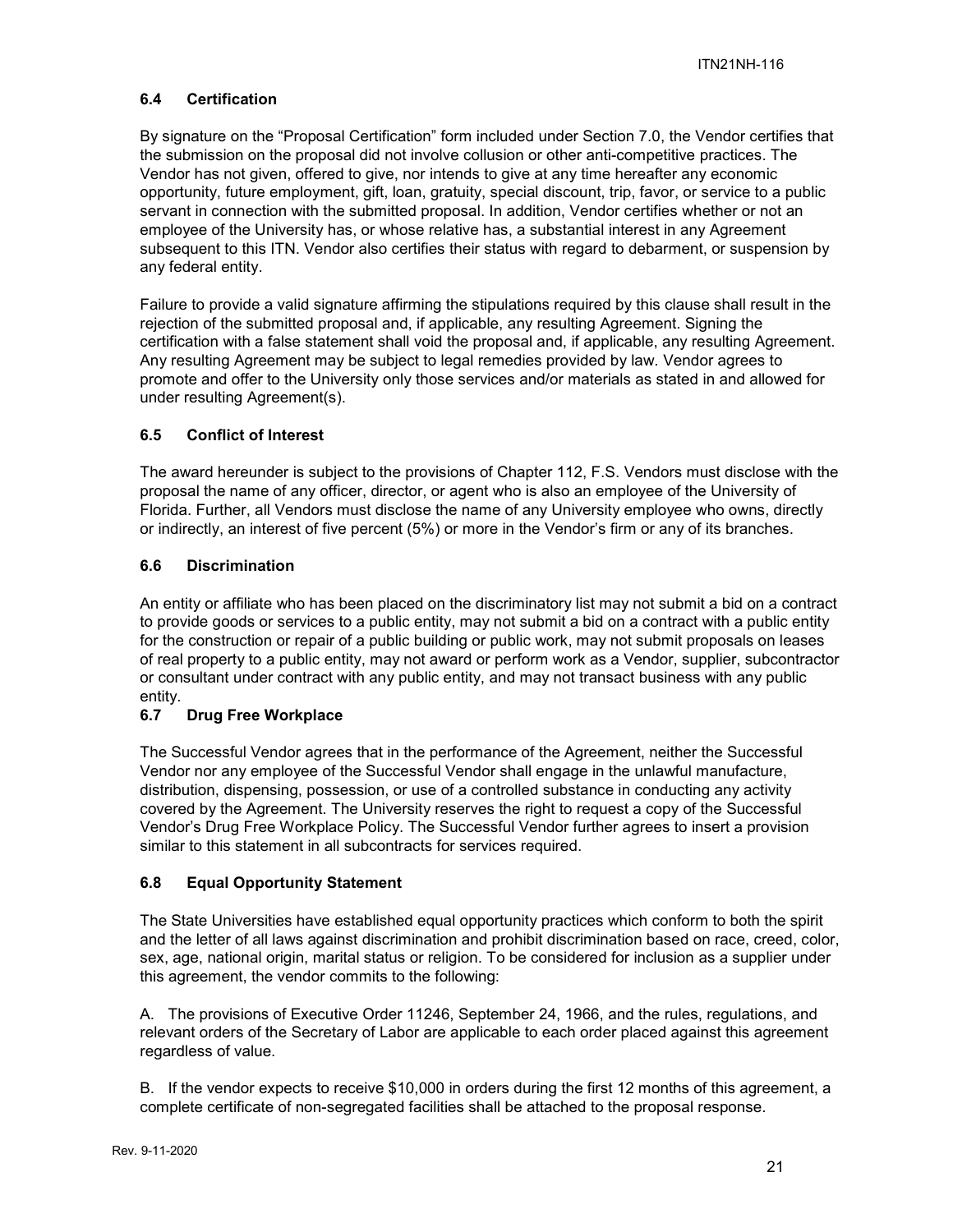### 6.4 Certification

By signature on the "Proposal Certification" form included under Section 7.0, the Vendor certifies that the submission on the proposal did not involve collusion or other anti-competitive practices. The Vendor has not given, offered to give, nor intends to give at any time hereafter any economic opportunity, future employment, gift, loan, gratuity, special discount, trip, favor, or service to a public servant in connection with the submitted proposal. In addition, Vendor certifies whether or not an employee of the University has, or whose relative has, a substantial interest in any Agreement subsequent to this ITN. Vendor also certifies their status with regard to debarment, or suspension by any federal entity.

Failure to provide a valid signature affirming the stipulations required by this clause shall result in the rejection of the submitted proposal and, if applicable, any resulting Agreement. Signing the certification with a false statement shall void the proposal and, if applicable, any resulting Agreement. Any resulting Agreement may be subject to legal remedies provided by law. Vendor agrees to promote and offer to the University only those services and/or materials as stated in and allowed for under resulting Agreement(s).

### 6.5 Conflict of Interest

The award hereunder is subject to the provisions of Chapter 112, F.S. Vendors must disclose with the proposal the name of any officer, director, or agent who is also an employee of the University of Florida. Further, all Vendors must disclose the name of any University employee who owns, directly or indirectly, an interest of five percent (5%) or more in the Vendor's firm or any of its branches.

### 6.6 Discrimination

An entity or affiliate who has been placed on the discriminatory list may not submit a bid on a contract to provide goods or services to a public entity, may not submit a bid on a contract with a public entity for the construction or repair of a public building or public work, may not submit proposals on leases of real property to a public entity, may not award or perform work as a Vendor, supplier, subcontractor or consultant under contract with any public entity, and may not transact business with any public entity.

### 6.7 Drug Free Workplace

The Successful Vendor agrees that in the performance of the Agreement, neither the Successful Vendor nor any employee of the Successful Vendor shall engage in the unlawful manufacture, distribution, dispensing, possession, or use of a controlled substance in conducting any activity covered by the Agreement. The University reserves the right to request a copy of the Successful Vendor's Drug Free Workplace Policy. The Successful Vendor further agrees to insert a provision similar to this statement in all subcontracts for services required.

### 6.8 Equal Opportunity Statement

The State Universities have established equal opportunity practices which conform to both the spirit and the letter of all laws against discrimination and prohibit discrimination based on race, creed, color, sex, age, national origin, marital status or religion. To be considered for inclusion as a supplier under this agreement, the vendor commits to the following:

A. The provisions of Executive Order 11246, September 24, 1966, and the rules, regulations, and relevant orders of the Secretary of Labor are applicable to each order placed against this agreement regardless of value.

B. If the vendor expects to receive $10,000 in orders during the first 12 months of this agreement, a complete certificate of non-segregated facilities shall be attached to the proposal response.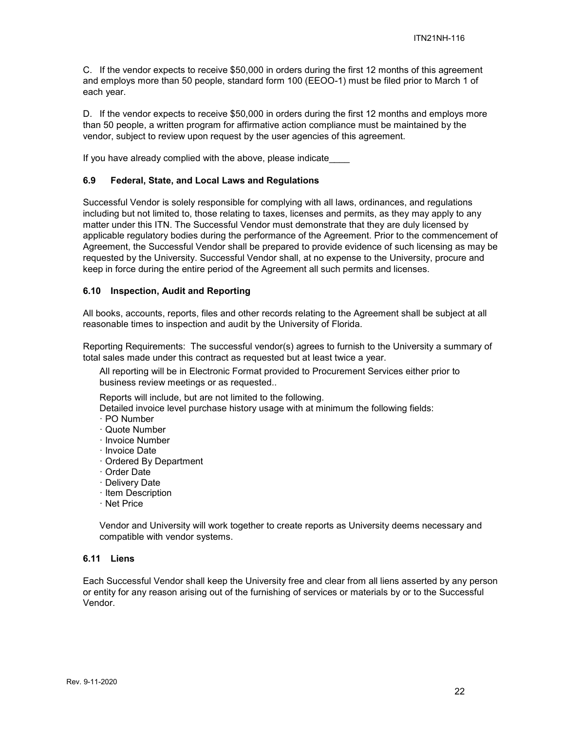C. If the vendor expects to receive $50,000 in orders during the first 12 months of this agreement and employs more than 50 people, standard form 100 (EEOO-1) must be filed prior to March 1 of each year.

D. If the vendor expects to receive $50,000 in orders during the first 12 months and employs more than 50 people, a written program for affirmative action compliance must be maintained by the vendor, subject to review upon request by the user agencies of this agreement.

If you have already complied with the above, please indicate____

### 6.9 Federal, State, and Local Laws and Regulations

Successful Vendor is solely responsible for complying with all laws, ordinances, and regulations including but not limited to, those relating to taxes, licenses and permits, as they may apply to any matter under this ITN. The Successful Vendor must demonstrate that they are duly licensed by applicable regulatory bodies during the performance of the Agreement. Prior to the commencement of Agreement, the Successful Vendor shall be prepared to provide evidence of such licensing as may be requested by the University. Successful Vendor shall, at no expense to the University, procure and keep in force during the entire period of the Agreement all such permits and licenses.

### 6.10 Inspection, Audit and Reporting

All books, accounts, reports, files and other records relating to the Agreement shall be subject at all reasonable times to inspection and audit by the University of Florida.

Reporting Requirements: The successful vendor(s) agrees to furnish to the University a summary of total sales made under this contract as requested but at least twice a year.

All reporting will be in Electronic Format provided to Procurement Services either prior to business review meetings or as requested..

Reports will include, but are not limited to the following.
Detailed invoice level purchase history usage with at minimum the following fields:

- PO Number
- Quote Number
- Invoice Number
- Invoice Date
- Ordered By Department
- Order Date
- Delivery Date
- Item Description
- Net Price

Vendor and University will work together to create reports as University deems necessary and compatible with vendor systems.

### 6.11 Liens

Each Successful Vendor shall keep the University free and clear from all liens asserted by any person or entity for any reason arising out of the furnishing of services or materials by or to the Successful Vendor.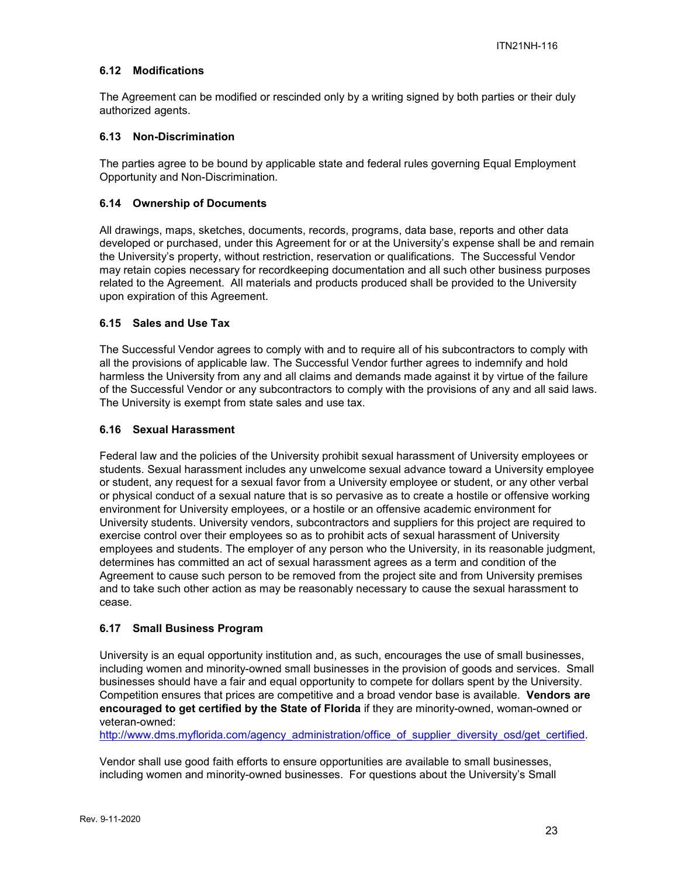### 6.12 Modifications

The Agreement can be modified or rescinded only by a writing signed by both parties or their duly authorized agents.

### 6.13 Non-Discrimination

The parties agree to be bound by applicable state and federal rules governing Equal Employment Opportunity and Non-Discrimination.

### 6.14 Ownership of Documents

All drawings, maps, sketches, documents, records, programs, data base, reports and other data developed or purchased, under this Agreement for or at the University's expense shall be and remain the University's property, without restriction, reservation or qualifications. The Successful Vendor may retain copies necessary for recordkeeping documentation and all such other business purposes related to the Agreement. All materials and products produced shall be provided to the University upon expiration of this Agreement.

### 6.15 Sales and Use Tax

The Successful Vendor agrees to comply with and to require all of his subcontractors to comply with all the provisions of applicable law. The Successful Vendor further agrees to indemnify and hold harmless the University from any and all claims and demands made against it by virtue of the failure of the Successful Vendor or any subcontractors to comply with the provisions of any and all said laws. The University is exempt from state sales and use tax.

### 6.16 Sexual Harassment

Federal law and the policies of the University prohibit sexual harassment of University employees or students. Sexual harassment includes any unwelcome sexual advance toward a University employee or student, any request for a sexual favor from a University employee or student, or any other verbal or physical conduct of a sexual nature that is so pervasive as to create a hostile or offensive working environment for University employees, or a hostile or an offensive academic environment for University students. University vendors, subcontractors and suppliers for this project are required to exercise control over their employees so as to prohibit acts of sexual harassment of University employees and students. The employer of any person who the University, in its reasonable judgment, determines has committed an act of sexual harassment agrees as a term and condition of the Agreement to cause such person to be removed from the project site and from University premises and to take such other action as may be reasonably necessary to cause the sexual harassment to cease.

### 6.17 Small Business Program

University is an equal opportunity institution and, as such, encourages the use of small businesses, including women and minority-owned small businesses in the provision of goods and services. Small businesses should have a fair and equal opportunity to compete for dollars spent by the University. Competition ensures that prices are competitive and a broad vendor base is available. **Vendors are encouraged to get certified by the State of Florida** if they are minority-owned, woman-owned or veteran-owned:
[http://www.dms.myflorida.com/agency_administration/office_of_supplier_diversity_osd/get_certified](http://www.dms.myflorida.com/agency_administration/office_of_supplier_diversity_osd/get_certified).

Vendor shall use good faith efforts to ensure opportunities are available to small businesses, including women and minority-owned businesses. For questions about the University's Small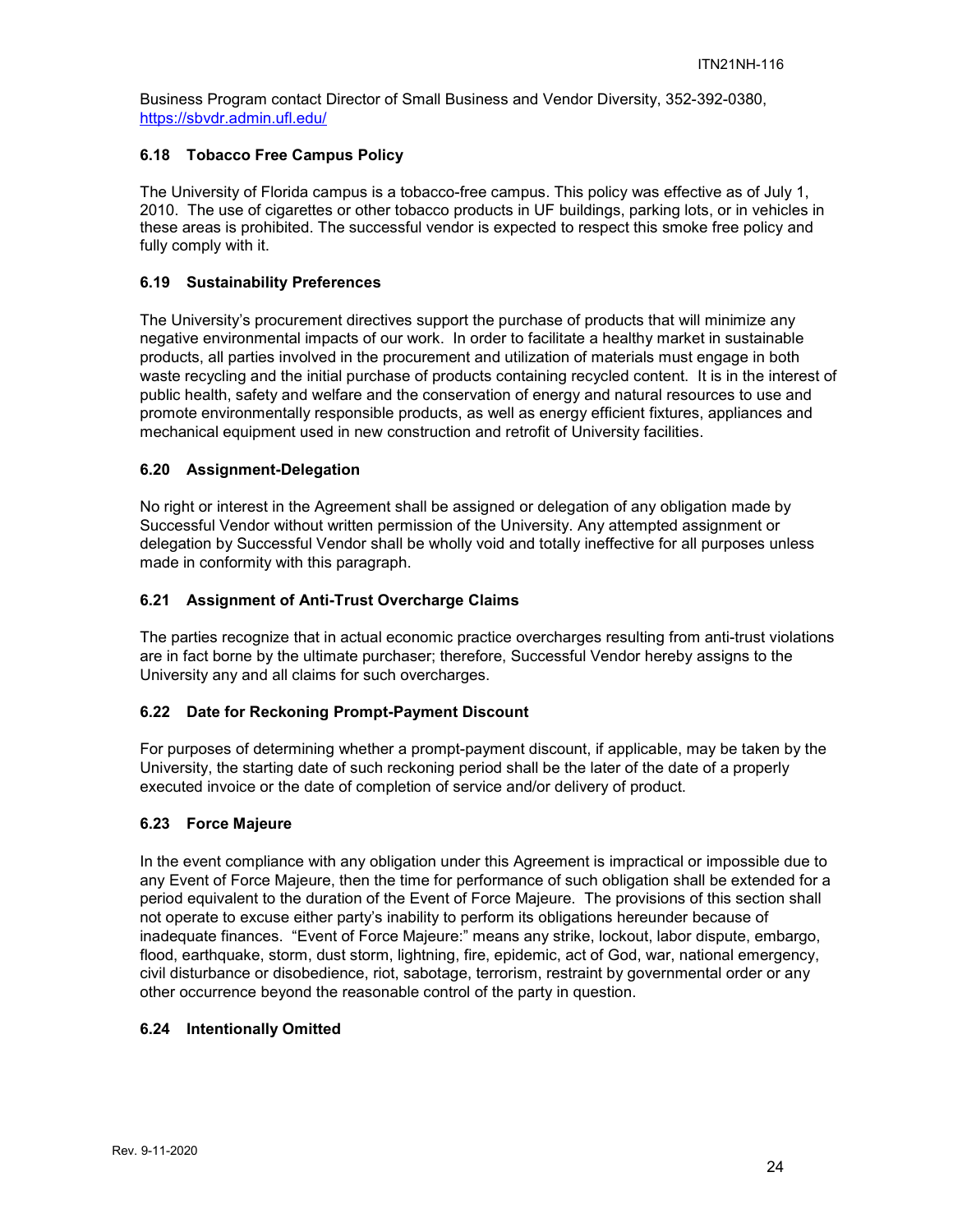Business Program contact Director of Small Business and Vendor Diversity, 352-392-0380, [https://sbvdr.admin.ufl.edu/](https://sbvdr.admin.ufl.edu/)

### 6.18 Tobacco Free Campus Policy

The University of Florida campus is a tobacco-free campus. This policy was effective as of July 1, 2010. The use of cigarettes or other tobacco products in UF buildings, parking lots, or in vehicles in these areas is prohibited. The successful vendor is expected to respect this smoke free policy and fully comply with it.

### 6.19 Sustainability Preferences

The University's procurement directives support the purchase of products that will minimize any negative environmental impacts of our work. In order to facilitate a healthy market in sustainable products, all parties involved in the procurement and utilization of materials must engage in both waste recycling and the initial purchase of products containing recycled content. It is in the interest of public health, safety and welfare and the conservation of energy and natural resources to use and promote environmentally responsible products, as well as energy efficient fixtures, appliances and mechanical equipment used in new construction and retrofit of University facilities.

### 6.20 Assignment-Delegation

No right or interest in the Agreement shall be assigned or delegation of any obligation made by Successful Vendor without written permission of the University. Any attempted assignment or delegation by Successful Vendor shall be wholly void and totally ineffective for all purposes unless made in conformity with this paragraph.

### 6.21 Assignment of Anti-Trust Overcharge Claims

The parties recognize that in actual economic practice overcharges resulting from anti-trust violations are in fact borne by the ultimate purchaser; therefore, Successful Vendor hereby assigns to the University any and all claims for such overcharges.

### 6.22 Date for Reckoning Prompt-Payment Discount

For purposes of determining whether a prompt-payment discount, if applicable, may be taken by the University, the starting date of such reckoning period shall be the later of the date of a properly executed invoice or the date of completion of service and/or delivery of product.

### 6.23 Force Majeure

In the event compliance with any obligation under this Agreement is impractical or impossible due to any Event of Force Majeure, then the time for performance of such obligation shall be extended for a period equivalent to the duration of the Event of Force Majeure. The provisions of this section shall not operate to excuse either party's inability to perform its obligations hereunder because of inadequate finances. "Event of Force Majeure:" means any strike, lockout, labor dispute, embargo, flood, earthquake, storm, dust storm, lightning, fire, epidemic, act of God, war, national emergency, civil disturbance or disobedience, riot, sabotage, terrorism, restraint by governmental order or any other occurrence beyond the reasonable control of the party in question.

### 6.24 Intentionally Omitted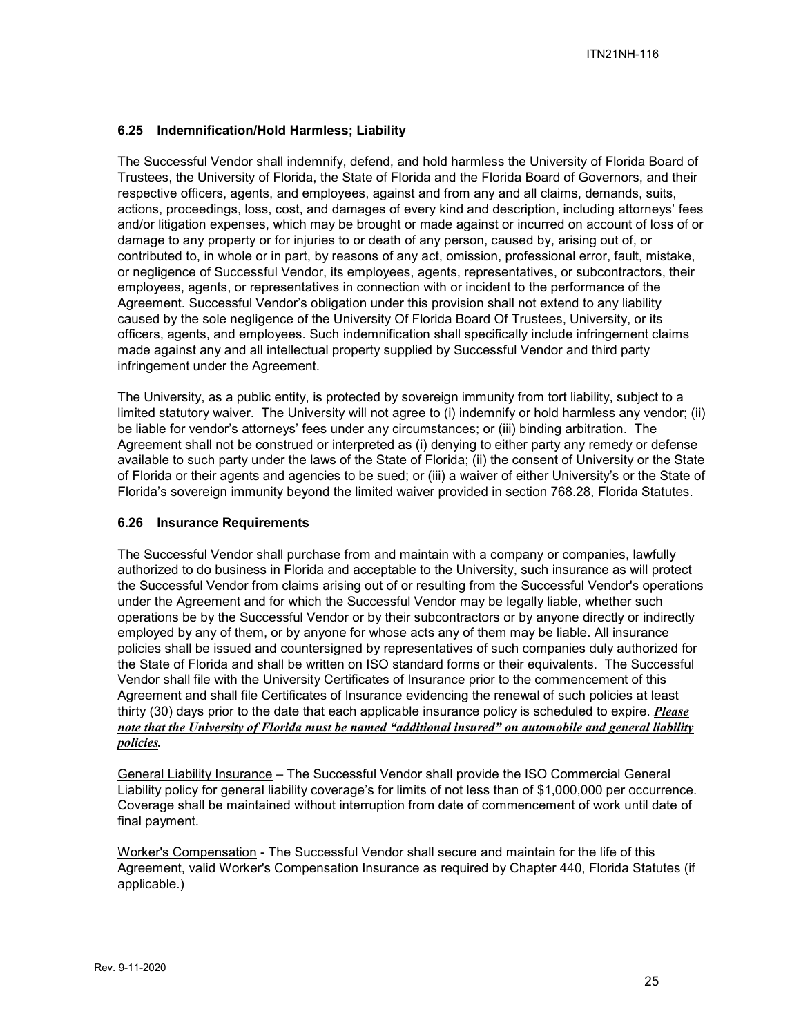### 6.25 Indemnification/Hold Harmless; Liability

The Successful Vendor shall indemnify, defend, and hold harmless the University of Florida Board of Trustees, the University of Florida, the State of Florida and the Florida Board of Governors, and their respective officers, agents, and employees, against and from any and all claims, demands, suits, actions, proceedings, loss, cost, and damages of every kind and description, including attorneys' fees and/or litigation expenses, which may be brought or made against or incurred on account of loss of or damage to any property or for injuries to or death of any person, caused by, arising out of, or contributed to, in whole or in part, by reasons of any act, omission, professional error, fault, mistake, or negligence of Successful Vendor, its employees, agents, representatives, or subcontractors, their employees, agents, or representatives in connection with or incident to the performance of the Agreement. Successful Vendor's obligation under this provision shall not extend to any liability caused by the sole negligence of the University Of Florida Board Of Trustees, University, or its officers, agents, and employees. Such indemnification shall specifically include infringement claims made against any and all intellectual property supplied by Successful Vendor and third party infringement under the Agreement.

The University, as a public entity, is protected by sovereign immunity from tort liability, subject to a limited statutory waiver. The University will not agree to (i) indemnify or hold harmless any vendor; (ii) be liable for vendor's attorneys' fees under any circumstances; or (iii) binding arbitration. The Agreement shall not be construed or interpreted as (i) denying to either party any remedy or defense available to such party under the laws of the State of Florida; (ii) the consent of University or the State of Florida or their agents and agencies to be sued; or (iii) a waiver of either University's or the State of Florida's sovereign immunity beyond the limited waiver provided in section 768.28, Florida Statutes.

### 6.26 Insurance Requirements

The Successful Vendor shall purchase from and maintain with a company or companies, lawfully authorized to do business in Florida and acceptable to the University, such insurance as will protect the Successful Vendor from claims arising out of or resulting from the Successful Vendor's operations under the Agreement and for which the Successful Vendor may be legally liable, whether such operations be by the Successful Vendor or by their subcontractors or by anyone directly or indirectly employed by any of them, or by anyone for whose acts any of them may be liable. All insurance policies shall be issued and countersigned by representatives of such companies duly authorized for the State of Florida and shall be written on ISO standard forms or their equivalents. The Successful Vendor shall file with the University Certificates of Insurance prior to the commencement of this Agreement and shall file Certificates of Insurance evidencing the renewal of such policies at least thirty (30) days prior to the date that each applicable insurance policy is scheduled to expire. ***Please note that the University of Florida must be named "additional insured" on automobile and general liability policies.***

General Liability Insurance – The Successful Vendor shall provide the ISO Commercial General Liability policy for general liability coverage's for limits of not less than of $1,000,000 per occurrence. Coverage shall be maintained without interruption from date of commencement of work until date of final payment.

Worker's Compensation - The Successful Vendor shall secure and maintain for the life of this Agreement, valid Worker's Compensation Insurance as required by Chapter 440, Florida Statutes (if applicable.)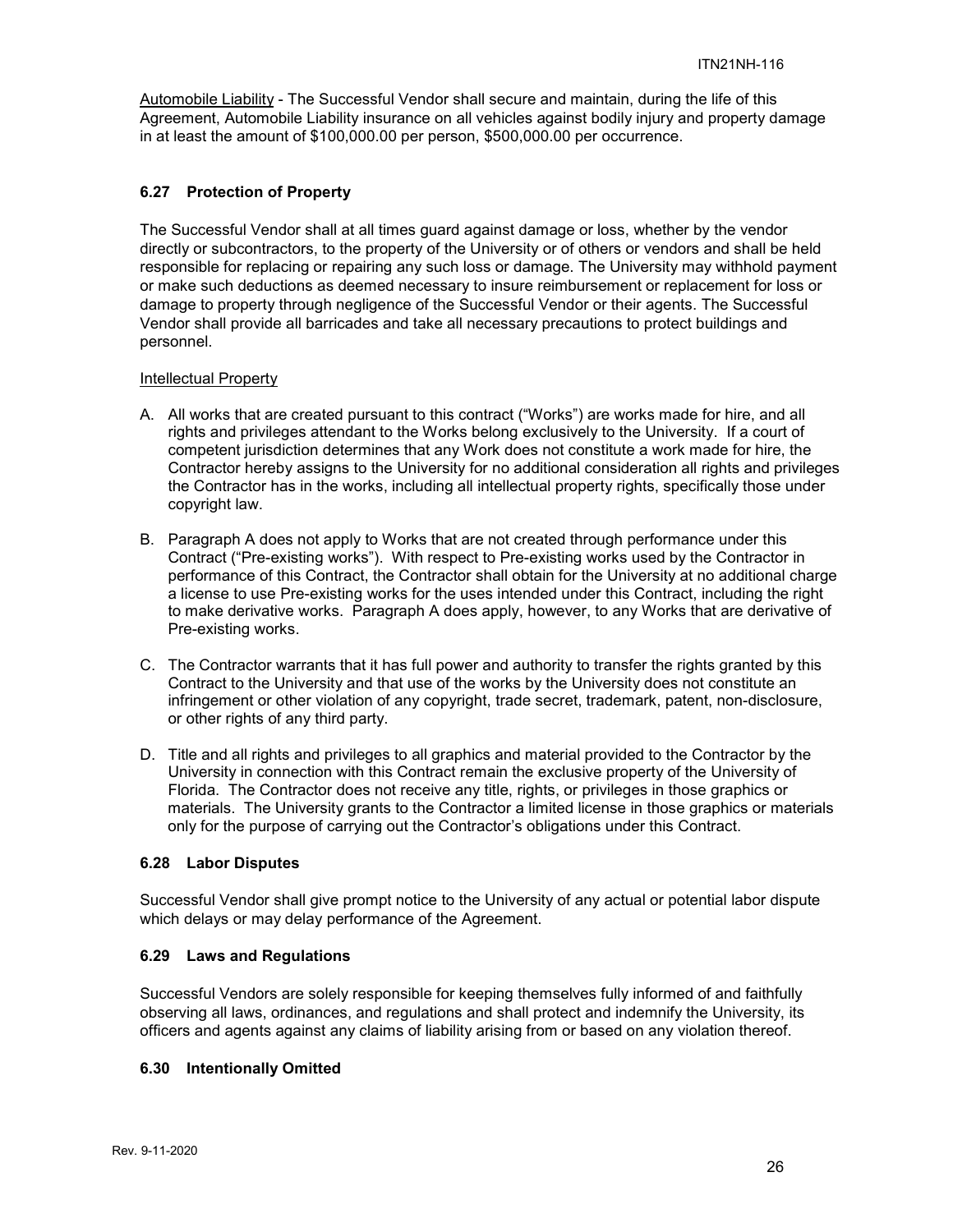Automobile Liability - The Successful Vendor shall secure and maintain, during the life of this Agreement, Automobile Liability insurance on all vehicles against bodily injury and property damage in at least the amount of $100,000.00 per person, $500,000.00 per occurrence.

### 6.27 Protection of Property

The Successful Vendor shall at all times guard against damage or loss, whether by the vendor directly or subcontractors, to the property of the University or of others or vendors and shall be held responsible for replacing or repairing any such loss or damage. The University may withhold payment or make such deductions as deemed necessary to insure reimbursement or replacement for loss or damage to property through negligence of the Successful Vendor or their agents. The Successful Vendor shall provide all barricades and take all necessary precautions to protect buildings and personnel.

Intellectual Property

A. All works that are created pursuant to this contract ("Works") are works made for hire, and all rights and privileges attendant to the Works belong exclusively to the University. If a court of competent jurisdiction determines that any Work does not constitute a work made for hire, the Contractor hereby assigns to the University for no additional consideration all rights and privileges the Contractor has in the works, including all intellectual property rights, specifically those under copyright law.

B. Paragraph A does not apply to Works that are not created through performance under this Contract ("Pre-existing works"). With respect to Pre-existing works used by the Contractor in performance of this Contract, the Contractor shall obtain for the University at no additional charge a license to use Pre-existing works for the uses intended under this Contract, including the right to make derivative works. Paragraph A does apply, however, to any Works that are derivative of Pre-existing works.

C. The Contractor warrants that it has full power and authority to transfer the rights granted by this Contract to the University and that use of the works by the University does not constitute an infringement or other violation of any copyright, trade secret, trademark, patent, non-disclosure, or other rights of any third party.

D. Title and all rights and privileges to all graphics and material provided to the Contractor by the University in connection with this Contract remain the exclusive property of the University of Florida. The Contractor does not receive any title, rights, or privileges in those graphics or materials. The University grants to the Contractor a limited license in those graphics or materials only for the purpose of carrying out the Contractor's obligations under this Contract.

### 6.28 Labor Disputes

Successful Vendor shall give prompt notice to the University of any actual or potential labor dispute which delays or may delay performance of the Agreement.

### 6.29 Laws and Regulations

Successful Vendors are solely responsible for keeping themselves fully informed of and faithfully observing all laws, ordinances, and regulations and shall protect and indemnify the University, its officers and agents against any claims of liability arising from or based on any violation thereof.

### 6.30 Intentionally Omitted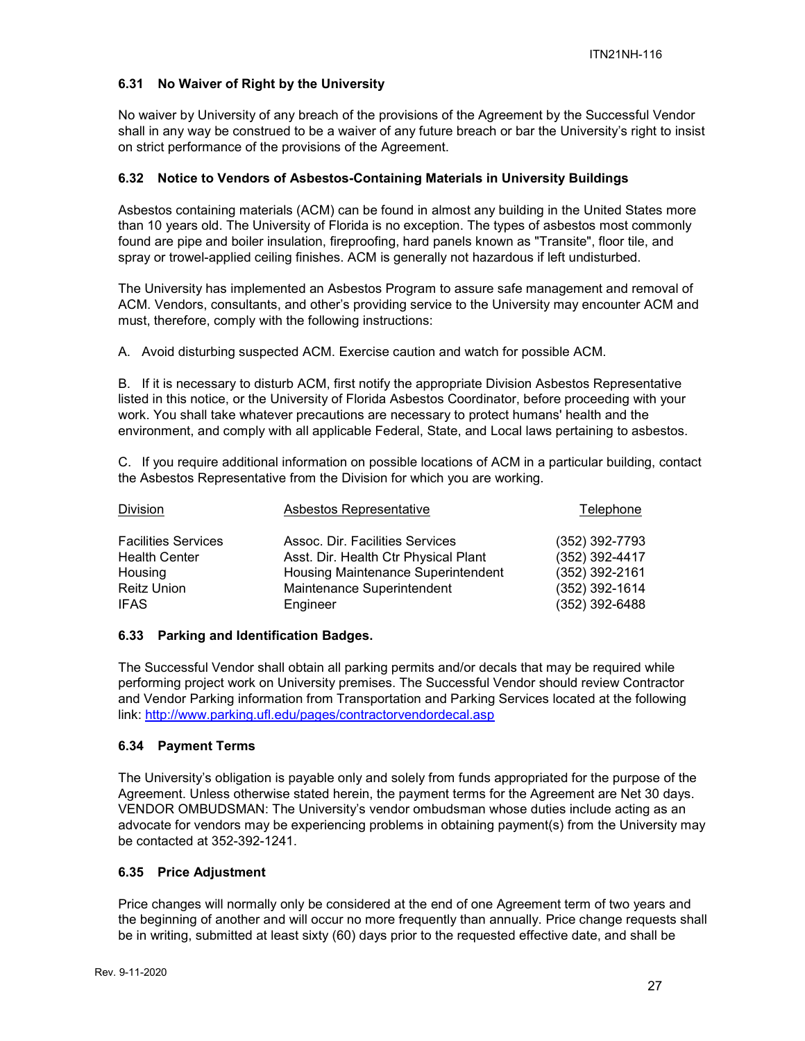### 6.31 No Waiver of Right by the University

No waiver by University of any breach of the provisions of the Agreement by the Successful Vendor shall in any way be construed to be a waiver of any future breach or bar the University's right to insist on strict performance of the provisions of the Agreement.

### 6.32 Notice to Vendors of Asbestos-Containing Materials in University Buildings

Asbestos containing materials (ACM) can be found in almost any building in the United States more than 10 years old. The University of Florida is no exception. The types of asbestos most commonly found are pipe and boiler insulation, fireproofing, hard panels known as "Transite", floor tile, and spray or trowel-applied ceiling finishes. ACM is generally not hazardous if left undisturbed.

The University has implemented an Asbestos Program to assure safe management and removal of ACM. Vendors, consultants, and other's providing service to the University may encounter ACM and must, therefore, comply with the following instructions:

A. Avoid disturbing suspected ACM. Exercise caution and watch for possible ACM.

B. If it is necessary to disturb ACM, first notify the appropriate Division Asbestos Representative listed in this notice, or the University of Florida Asbestos Coordinator, before proceeding with your work. You shall take whatever precautions are necessary to protect humans' health and the environment, and comply with all applicable Federal, State, and Local laws pertaining to asbestos.

C. If you require additional information on possible locations of ACM in a particular building, contact the Asbestos Representative from the Division for which you are working.

| Division | Asbestos Representative | Telephone |
|---|---|---|
| Facilities Services | Assoc. Dir. Facilities Services | (352) 392-7793 |
| Health Center | Asst. Dir. Health Ctr Physical Plant | (352) 392-4417 |
| Housing | Housing Maintenance Superintendent | (352) 392-2161 |
| Reitz Union | Maintenance Superintendent | (352) 392-1614 |
| IFAS | Engineer | (352) 392-6488 |

### 6.33 Parking and Identification Badges.

The Successful Vendor shall obtain all parking permits and/or decals that may be required while performing project work on University premises. The Successful Vendor should review Contractor and Vendor Parking information from Transportation and Parking Services located at the following link: [http://www.parking.ufl.edu/pages/contractorvendordecal.asp](http://www.parking.ufl.edu/pages/contractorvendordecal.asp)

### 6.34 Payment Terms

The University's obligation is payable only and solely from funds appropriated for the purpose of the Agreement. Unless otherwise stated herein, the payment terms for the Agreement are Net 30 days. VENDOR OMBUDSMAN: The University's vendor ombudsman whose duties include acting as an advocate for vendors may be experiencing problems in obtaining payment(s) from the University may be contacted at 352-392-1241.

### 6.35 Price Adjustment

Price changes will normally only be considered at the end of one Agreement term of two years and the beginning of another and will occur no more frequently than annually. Price change requests shall be in writing, submitted at least sixty (60) days prior to the requested effective date, and shall be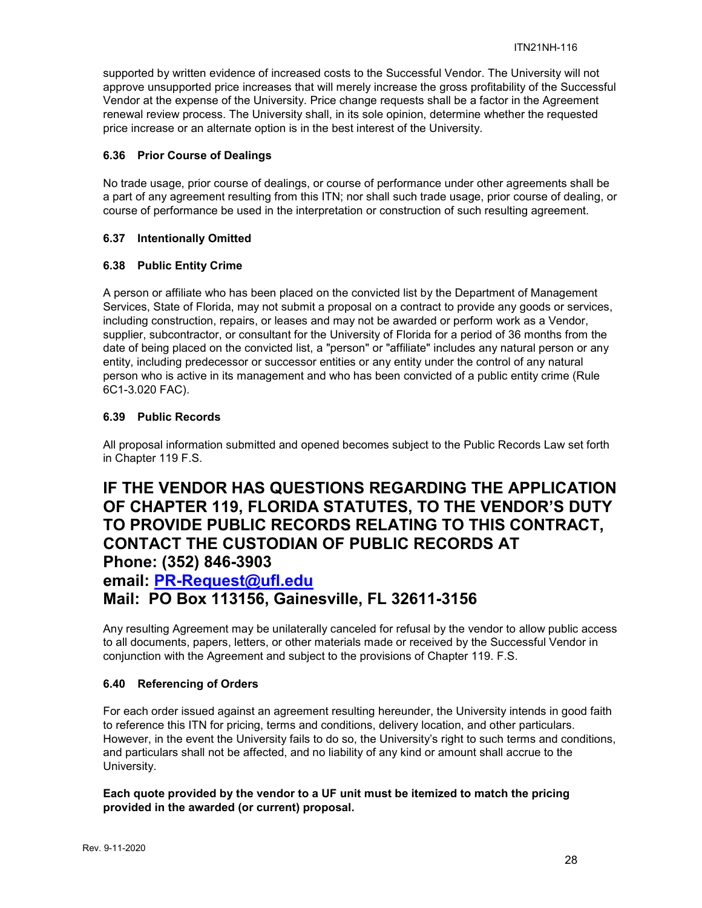supported by written evidence of increased costs to the Successful Vendor. The University will not approve unsupported price increases that will merely increase the gross profitability of the Successful Vendor at the expense of the University. Price change requests shall be a factor in the Agreement renewal review process. The University shall, in its sole opinion, determine whether the requested price increase or an alternate option is in the best interest of the University.

### 6.36 Prior Course of Dealings

No trade usage, prior course of dealings, or course of performance under other agreements shall be a part of any agreement resulting from this ITN; nor shall such trade usage, prior course of dealing, or course of performance be used in the interpretation or construction of such resulting agreement.

### 6.37 Intentionally Omitted

### 6.38 Public Entity Crime

A person or affiliate who has been placed on the convicted list by the Department of Management Services, State of Florida, may not submit a proposal on a contract to provide any goods or services, including construction, repairs, or leases and may not be awarded or perform work as a Vendor, supplier, subcontractor, or consultant for the University of Florida for a period of 36 months from the date of being placed on the convicted list, a "person" or "affiliate" includes any natural person or any entity, including predecessor or successor entities or any entity under the control of any natural person who is active in its management and who has been convicted of a public entity crime (Rule 6C1-3.020 FAC).

### 6.39 Public Records

All proposal information submitted and opened becomes subject to the Public Records Law set forth in Chapter 119 F.S.

## IF THE VENDOR HAS QUESTIONS REGARDING THE APPLICATION OF CHAPTER 119, FLORIDA STATUTES, TO THE VENDOR'S DUTY TO PROVIDE PUBLIC RECORDS RELATING TO THIS CONTRACT, CONTACT THE CUSTODIAN OF PUBLIC RECORDS AT
## Phone: (352) 846-3903
## email: [PR-Request@ufl.edu](mailto:PR-Request@ufl.edu)
## Mail: PO Box 113156, Gainesville, FL 32611-3156

Any resulting Agreement may be unilaterally canceled for refusal by the vendor to allow public access to all documents, papers, letters, or other materials made or received by the Successful Vendor in conjunction with the Agreement and subject to the provisions of Chapter 119. F.S.

### 6.40 Referencing of Orders

For each order issued against an agreement resulting hereunder, the University intends in good faith to reference this ITN for pricing, terms and conditions, delivery location, and other particulars. However, in the event the University fails to do so, the University's right to such terms and conditions, and particulars shall not be affected, and no liability of any kind or amount shall accrue to the University.

**Each quote provided by the vendor to a UF unit must be itemized to match the pricing provided in the awarded (or current) proposal.**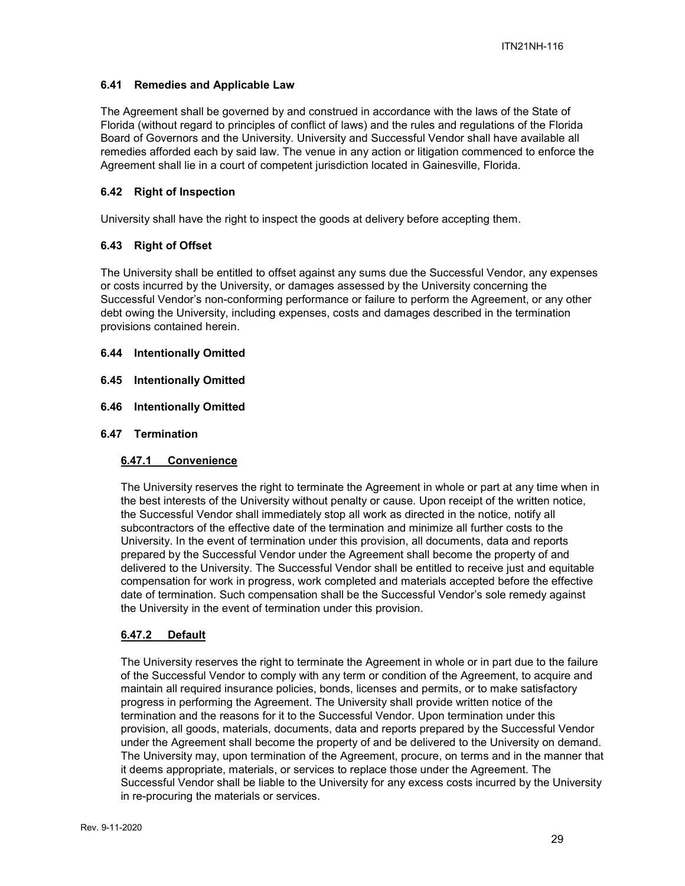### 6.41 Remedies and Applicable Law

The Agreement shall be governed by and construed in accordance with the laws of the State of Florida (without regard to principles of conflict of laws) and the rules and regulations of the Florida Board of Governors and the University. University and Successful Vendor shall have available all remedies afforded each by said law. The venue in any action or litigation commenced to enforce the Agreement shall lie in a court of competent jurisdiction located in Gainesville, Florida.

### 6.42 Right of Inspection

University shall have the right to inspect the goods at delivery before accepting them.

### 6.43 Right of Offset

The University shall be entitled to offset against any sums due the Successful Vendor, any expenses or costs incurred by the University, or damages assessed by the University concerning the Successful Vendor's non-conforming performance or failure to perform the Agreement, or any other debt owing the University, including expenses, costs and damages described in the termination provisions contained herein.

### 6.44 Intentionally Omitted

### 6.45 Intentionally Omitted

### 6.46 Intentionally Omitted

### 6.47 Termination

#### 6.47.1 Convenience

The University reserves the right to terminate the Agreement in whole or part at any time when in the best interests of the University without penalty or cause. Upon receipt of the written notice, the Successful Vendor shall immediately stop all work as directed in the notice, notify all subcontractors of the effective date of the termination and minimize all further costs to the University. In the event of termination under this provision, all documents, data and reports prepared by the Successful Vendor under the Agreement shall become the property of and delivered to the University. The Successful Vendor shall be entitled to receive just and equitable compensation for work in progress, work completed and materials accepted before the effective date of termination. Such compensation shall be the Successful Vendor's sole remedy against the University in the event of termination under this provision.

#### 6.47.2 Default

The University reserves the right to terminate the Agreement in whole or in part due to the failure of the Successful Vendor to comply with any term or condition of the Agreement, to acquire and maintain all required insurance policies, bonds, licenses and permits, or to make satisfactory progress in performing the Agreement. The University shall provide written notice of the termination and the reasons for it to the Successful Vendor. Upon termination under this provision, all goods, materials, documents, data and reports prepared by the Successful Vendor under the Agreement shall become the property of and be delivered to the University on demand. The University may, upon termination of the Agreement, procure, on terms and in the manner that it deems appropriate, materials, or services to replace those under the Agreement. The Successful Vendor shall be liable to the University for any excess costs incurred by the University in re-procuring the materials or services.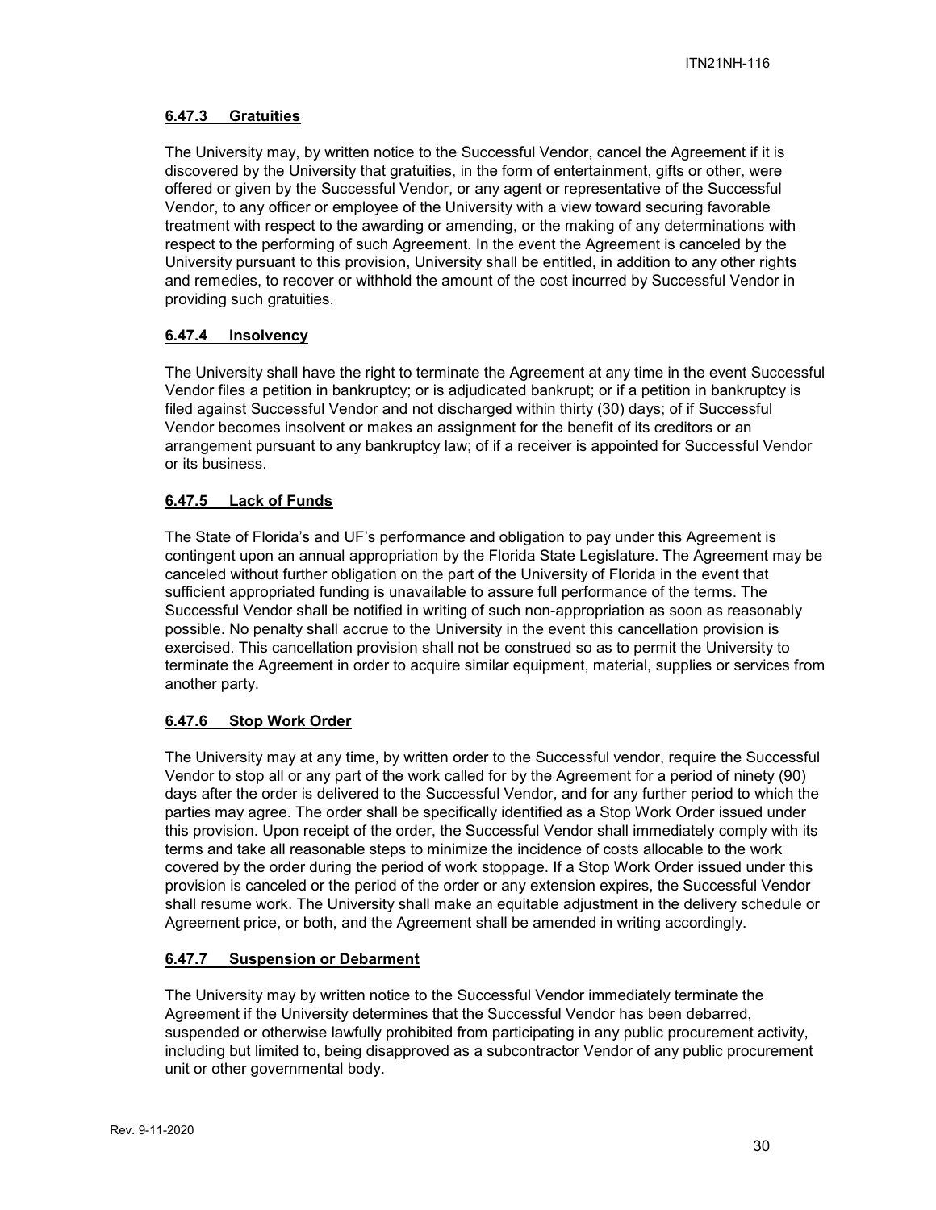#### **6.47.3 Gratuities**

The University may, by written notice to the Successful Vendor, cancel the Agreement if it is discovered by the University that gratuities, in the form of entertainment, gifts or other, were offered or given by the Successful Vendor, or any agent or representative of the Successful Vendor, to any officer or employee of the University with a view toward securing favorable treatment with respect to the awarding or amending, or the making of any determinations with respect to the performing of such Agreement. In the event the Agreement is canceled by the University pursuant to this provision, University shall be entitled, in addition to any other rights and remedies, to recover or withhold the amount of the cost incurred by Successful Vendor in providing such gratuities.

#### **6.47.4 Insolvency**

The University shall have the right to terminate the Agreement at any time in the event Successful Vendor files a petition in bankruptcy; or is adjudicated bankrupt; or if a petition in bankruptcy is filed against Successful Vendor and not discharged within thirty (30) days; of if Successful Vendor becomes insolvent or makes an assignment for the benefit of its creditors or an arrangement pursuant to any bankruptcy law; of if a receiver is appointed for Successful Vendor or its business.

#### **6.47.5 Lack of Funds**

The State of Florida's and UF's performance and obligation to pay under this Agreement is contingent upon an annual appropriation by the Florida State Legislature. The Agreement may be canceled without further obligation on the part of the University of Florida in the event that sufficient appropriated funding is unavailable to assure full performance of the terms. The Successful Vendor shall be notified in writing of such non-appropriation as soon as reasonably possible. No penalty shall accrue to the University in the event this cancellation provision is exercised. This cancellation provision shall not be construed so as to permit the University to terminate the Agreement in order to acquire similar equipment, material, supplies or services from another party.

#### **6.47.6 Stop Work Order**

The University may at any time, by written order to the Successful vendor, require the Successful Vendor to stop all or any part of the work called for by the Agreement for a period of ninety (90) days after the order is delivered to the Successful Vendor, and for any further period to which the parties may agree. The order shall be specifically identified as a Stop Work Order issued under this provision. Upon receipt of the order, the Successful Vendor shall immediately comply with its terms and take all reasonable steps to minimize the incidence of costs allocable to the work covered by the order during the period of work stoppage. If a Stop Work Order issued under this provision is canceled or the period of the order or any extension expires, the Successful Vendor shall resume work. The University shall make an equitable adjustment in the delivery schedule or Agreement price, or both, and the Agreement shall be amended in writing accordingly.

#### **6.47.7 Suspension or Debarment**

The University may by written notice to the Successful Vendor immediately terminate the Agreement if the University determines that the Successful Vendor has been debarred, suspended or otherwise lawfully prohibited from participating in any public procurement activity, including but limited to, being disapproved as a subcontractor Vendor of any public procurement unit or other governmental body.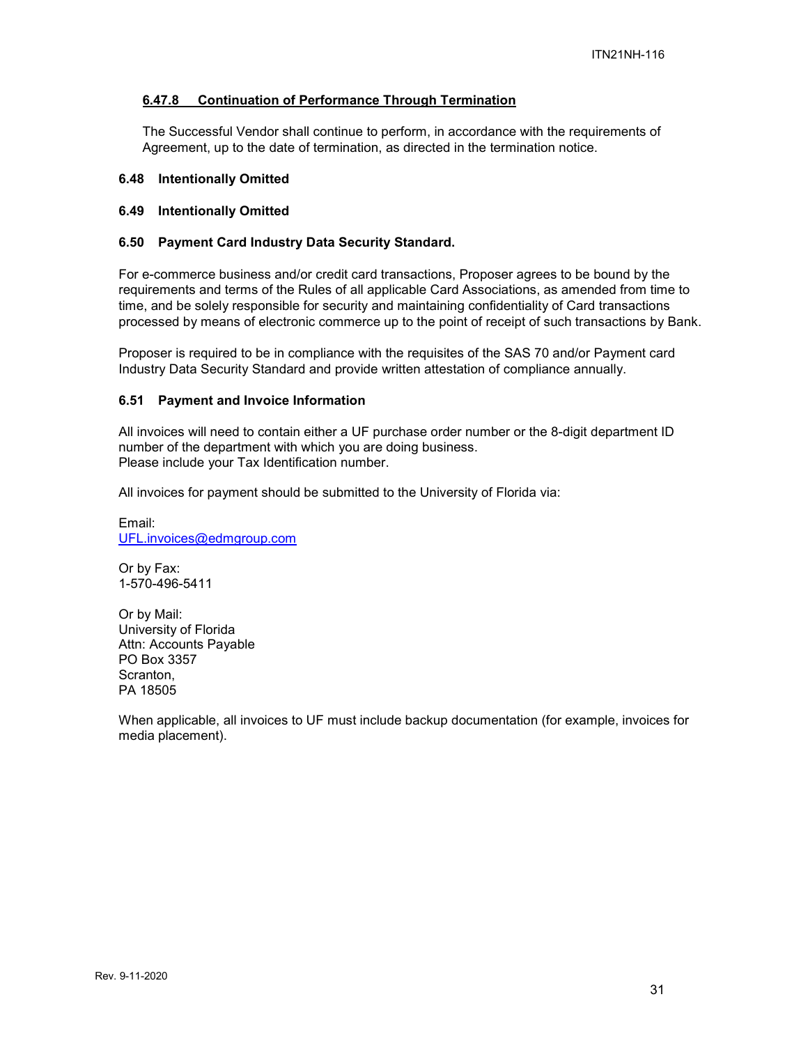#### 6.47.8 Continuation of Performance Through Termination

The Successful Vendor shall continue to perform, in accordance with the requirements of Agreement, up to the date of termination, as directed in the termination notice.

### 6.48 Intentionally Omitted

### 6.49 Intentionally Omitted

### 6.50 Payment Card Industry Data Security Standard.

For e-commerce business and/or credit card transactions, Proposer agrees to be bound by the requirements and terms of the Rules of all applicable Card Associations, as amended from time to time, and be solely responsible for security and maintaining confidentiality of Card transactions processed by means of electronic commerce up to the point of receipt of such transactions by Bank.

Proposer is required to be in compliance with the requisites of the SAS 70 and/or Payment card Industry Data Security Standard and provide written attestation of compliance annually.

### 6.51 Payment and Invoice Information

All invoices will need to contain either a UF purchase order number or the 8-digit department ID number of the department with which you are doing business.
Please include your Tax Identification number.

All invoices for payment should be submitted to the University of Florida via:

Email:
UFL.invoices@edmgroup.com

Or by Fax:
1-570-496-5411

Or by Mail:
University of Florida
Attn: Accounts Payable
PO Box 3357
Scranton,
PA 18505

When applicable, all invoices to UF must include backup documentation (for example, invoices for media placement).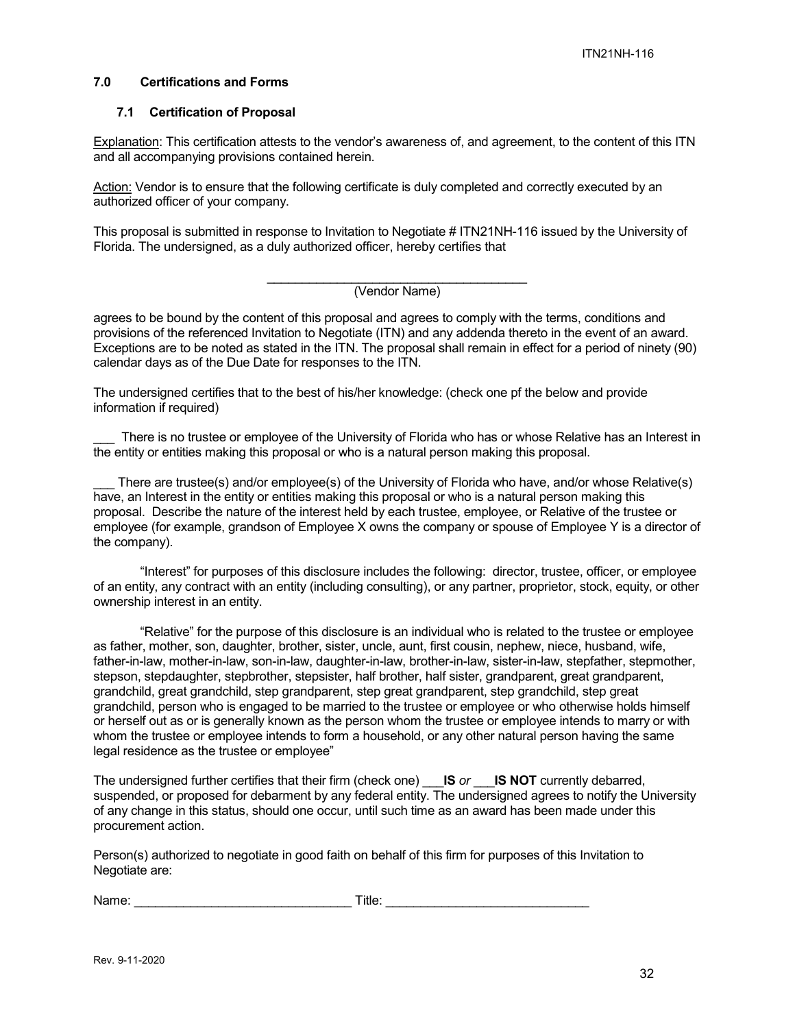## 7.0 Certifications and Forms

### 7.1 Certification of Proposal

Explanation: This certification attests to the vendor's awareness of, and agreement, to the content of this ITN and all accompanying provisions contained herein.

Action: Vendor is to ensure that the following certificate is duly completed and correctly executed by an authorized officer of your company.

This proposal is submitted in response to Invitation to Negotiate # ITN21NH-116 issued by the University of Florida. The undersigned, as a duly authorized officer, hereby certifies that

\_\_\_\_\_\_\_\_\_\_\_\_\_\_\_\_\_\_\_\_\_\_\_\_\_\_\_\_\_\_\_\_\_\_\_\_\_\_
(Vendor Name)

agrees to be bound by the content of this proposal and agrees to comply with the terms, conditions and provisions of the referenced Invitation to Negotiate (ITN) and any addenda thereto in the event of an award. Exceptions are to be noted as stated in the ITN. The proposal shall remain in effect for a period of ninety (90) calendar days as of the Due Date for responses to the ITN.

The undersigned certifies that to the best of his/her knowledge: (check one pf the below and provide information if required)

\_\_\_ There is no trustee or employee of the University of Florida who has or whose Relative has an Interest in the entity or entities making this proposal or who is a natural person making this proposal.

\_\_\_ There are trustee(s) and/or employee(s) of the University of Florida who have, and/or whose Relative(s) have, an Interest in the entity or entities making this proposal or who is a natural person making this proposal. Describe the nature of the interest held by each trustee, employee, or Relative of the trustee or employee (for example, grandson of Employee X owns the company or spouse of Employee Y is a director of the company).

"Interest" for purposes of this disclosure includes the following: director, trustee, officer, or employee of an entity, any contract with an entity (including consulting), or any partner, proprietor, stock, equity, or other ownership interest in an entity.

"Relative" for the purpose of this disclosure is an individual who is related to the trustee or employee as father, mother, son, daughter, brother, sister, uncle, aunt, first cousin, nephew, niece, husband, wife, father-in-law, mother-in-law, son-in-law, daughter-in-law, brother-in-law, sister-in-law, stepfather, stepmother, stepson, stepdaughter, stepbrother, stepsister, half brother, half sister, grandparent, great grandparent, grandchild, great grandchild, step grandparent, step great grandparent, step grandchild, step great grandchild, person who is engaged to be married to the trustee or employee or who otherwise holds himself or herself out as or is generally known as the person whom the trustee or employee intends to marry or with whom the trustee or employee intends to form a household, or any other natural person having the same legal residence as the trustee or employee"

The undersigned further certifies that their firm (check one) \_\_\_**IS** *or* \_\_\_**IS NOT** currently debarred, suspended, or proposed for debarment by any federal entity. The undersigned agrees to notify the University of any change in this status, should one occur, until such time as an award has been made under this procurement action.

Person(s) authorized to negotiate in good faith on behalf of this firm for purposes of this Invitation to Negotiate are:

Name: \_\_\_\_\_\_\_\_\_\_\_\_\_\_\_\_\_\_\_\_\_\_\_\_\_\_\_\_\_\_\_ Title: \_\_\_\_\_\_\_\_\_\_\_\_\_\_\_\_\_\_\_\_\_\_\_\_\_\_\_\_\_

Rev. 9-11-2020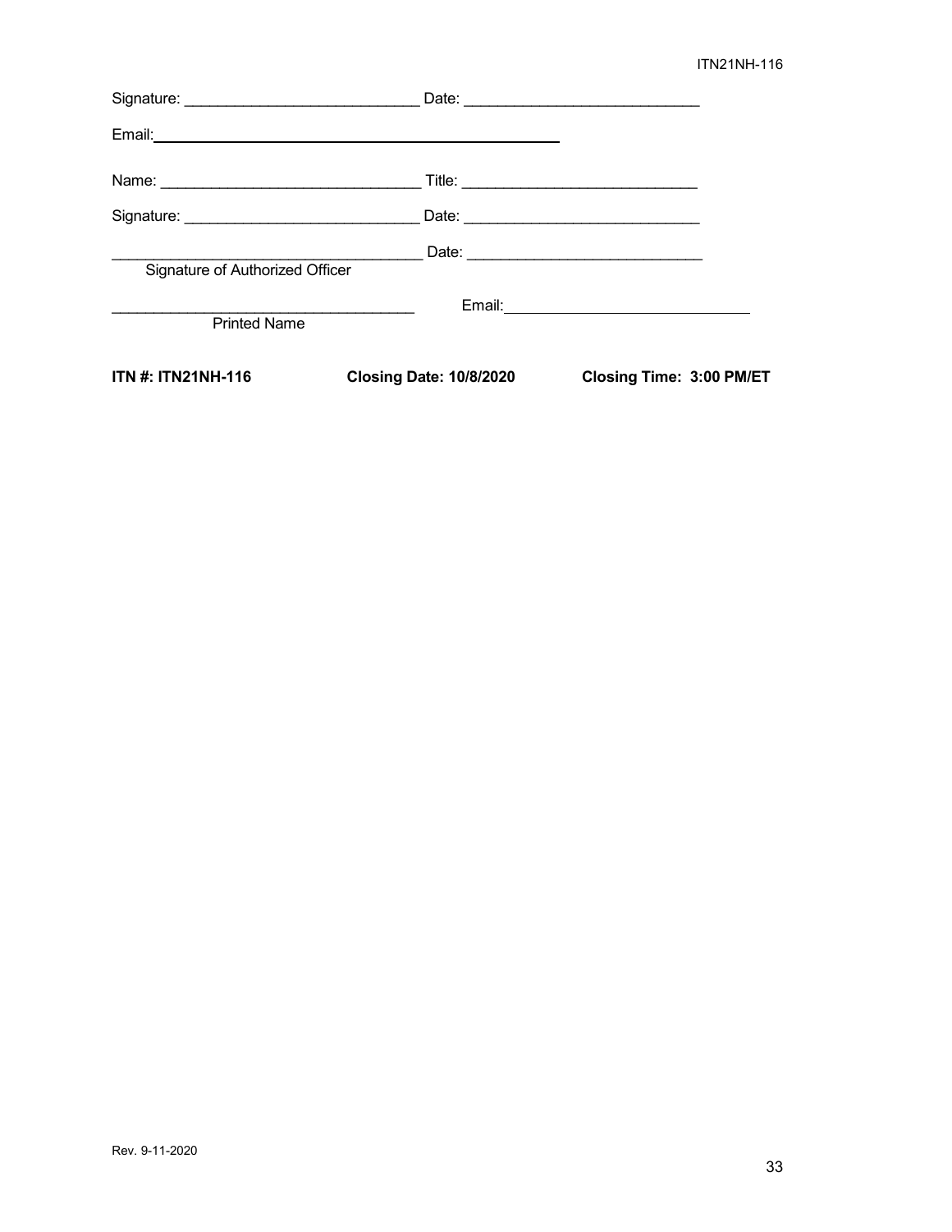Signature: ___________________________ Date: ____________________________

Email: ____________________________________________

Name: ______________________________ Title: ____________________________

Signature: ___________________________ Date: ____________________________

____________________________________ Date: ____________________________
Signature of Authorized Officer

____________________________________ Email: ____________________________
Printed Name

**ITN #: ITN21NH-116** **Closing Date: 10/8/2020** **Closing Time: 3:00 PM/ET**

Rev. 9-11-2020